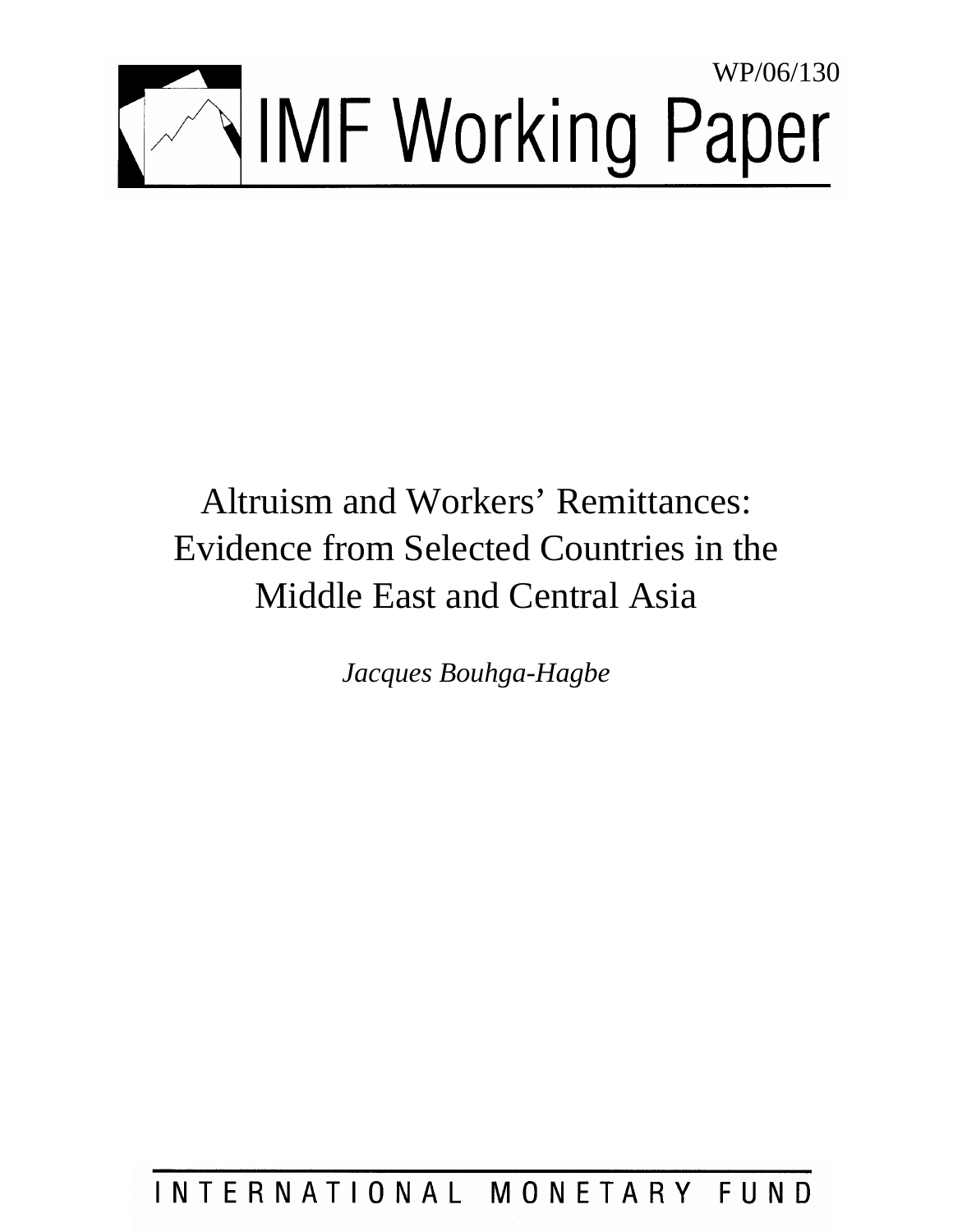WP/06/130

# IMF Working Paper

# Altruism and Workers' Remittances: Evidence from Selected Countries in the Middle East and Central Asia

*Jacques Bouhga-Hagbe*

INTERNATIONAL MONETARY FUND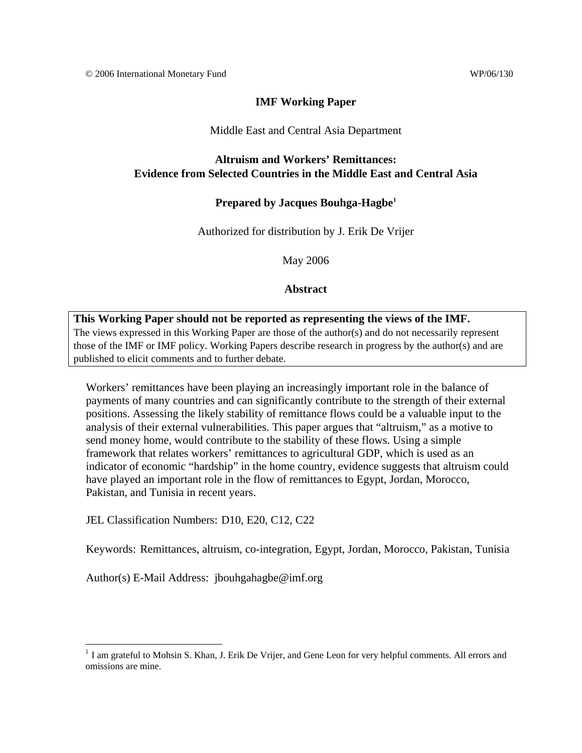© 2006 International Monetary Fund WP/06/130

**IMF Working Paper**

Middle East and Central Asia Department

**Altruism and Workers' Remittances: Evidence from Selected Countries in the Middle East and Central Asia**

**Prepared by Jacques Bouhga-Hagbe[1]**

Authorized for distribution by J. Erik De Vrijer

May 2006

**Abstract**

**This Working Paper should not be reported as representing the views of the IMF.**
The views expressed in this Working Paper are those of the author(s) and do not necessarily represent those of the IMF or IMF policy. Working Papers describe research in progress by the author(s) and are published to elicit comments and to further debate.

Workers' remittances have been playing an increasingly important role in the balance of payments of many countries and can significantly contribute to the strength of their external positions. Assessing the likely stability of remittance flows could be a valuable input to the analysis of their external vulnerabilities. This paper argues that "altruism," as a motive to send money home, would contribute to the stability of these flows. Using a simple framework that relates workers' remittances to agricultural GDP, which is used as an indicator of economic "hardship" in the home country, evidence suggests that altruism could have played an important role in the flow of remittances to Egypt, Jordan, Morocco, Pakistan, and Tunisia in recent years.

JEL Classification Numbers: D10, E20, C12, C22

Keywords: Remittances, altruism, co-integration, Egypt, Jordan, Morocco, Pakistan, Tunisia

Author(s) E-Mail Address: jbouhgahagbe@imf.org

[1] I am grateful to Mohsin S. Khan, J. Erik De Vrijer, and Gene Leon for very helpful comments. All errors and omissions are mine.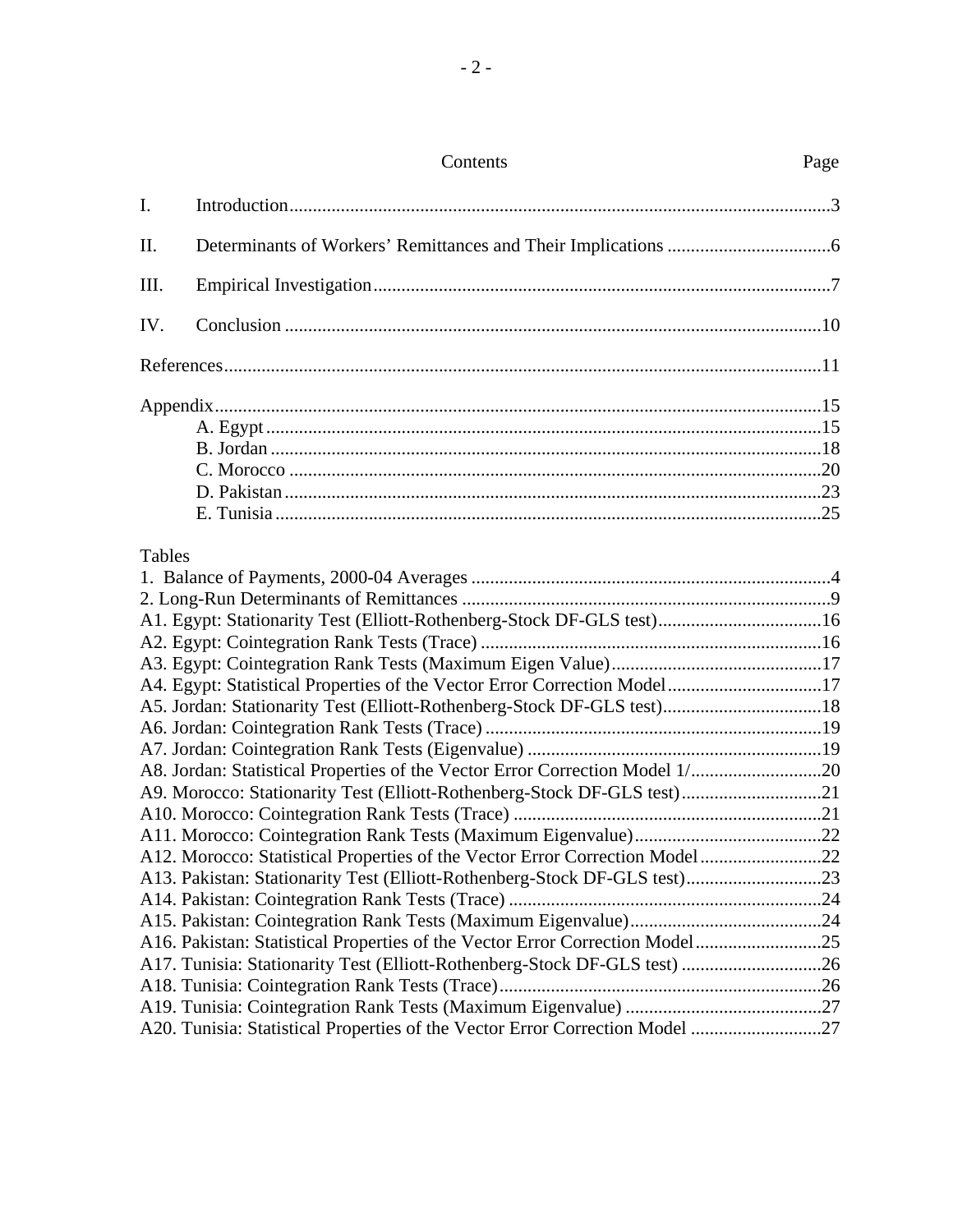# Contents

| | | Page |
|---|---|---|
| I. | Introduction | 3 |
| II. | Determinants of Workers' Remittances and Their Implications | 6 |
| III. | Empirical Investigation | 7 |
| IV. | Conclusion | 10 |
| References | | 11 |
| Appendix | | 15 |
| | A. Egypt | 15 |
| | B. Jordan | 18 |
| | C. Morocco | 20 |
| | D. Pakistan | 23 |
| | E. Tunisia | 25 |

Tables

| | Page |
|---|---|
| 1. Balance of Payments, 2000-04 Averages | 4 |
| 2. Long-Run Determinants of Remittances | 9 |
| A1. Egypt: Stationarity Test (Elliott-Rothenberg-Stock DF-GLS test) | 16 |
| A2. Egypt: Cointegration Rank Tests (Trace) | 16 |
| A3. Egypt: Cointegration Rank Tests (Maximum Eigen Value) | 17 |
| A4. Egypt: Statistical Properties of the Vector Error Correction Model | 17 |
| A5. Jordan: Stationarity Test (Elliott-Rothenberg-Stock DF-GLS test) | 18 |
| A6. Jordan: Cointegration Rank Tests (Trace) | 19 |
| A7. Jordan: Cointegration Rank Tests (Eigenvalue) | 19 |
| A8. Jordan: Statistical Properties of the Vector Error Correction Model 1/ | 20 |
| A9. Morocco: Stationarity Test (Elliott-Rothenberg-Stock DF-GLS test) | 21 |
| A10. Morocco: Cointegration Rank Tests (Trace) | 21 |
| A11. Morocco: Cointegration Rank Tests (Maximum Eigenvalue) | 22 |
| A12. Morocco: Statistical Properties of the Vector Error Correction Model | 22 |
| A13. Pakistan: Stationarity Test (Elliott-Rothenberg-Stock DF-GLS test) | 23 |
| A14. Pakistan: Cointegration Rank Tests (Trace) | 24 |
| A15. Pakistan: Cointegration Rank Tests (Maximum Eigenvalue) | 24 |
| A16. Pakistan: Statistical Properties of the Vector Error Correction Model | 25 |
| A17. Tunisia: Stationarity Test (Elliott-Rothenberg-Stock DF-GLS test) | 26 |
| A18. Tunisia: Cointegration Rank Tests (Trace) | 26 |
| A19. Tunisia: Cointegration Rank Tests (Maximum Eigenvalue) | 27 |
| A20. Tunisia: Statistical Properties of the Vector Error Correction Model | 27 |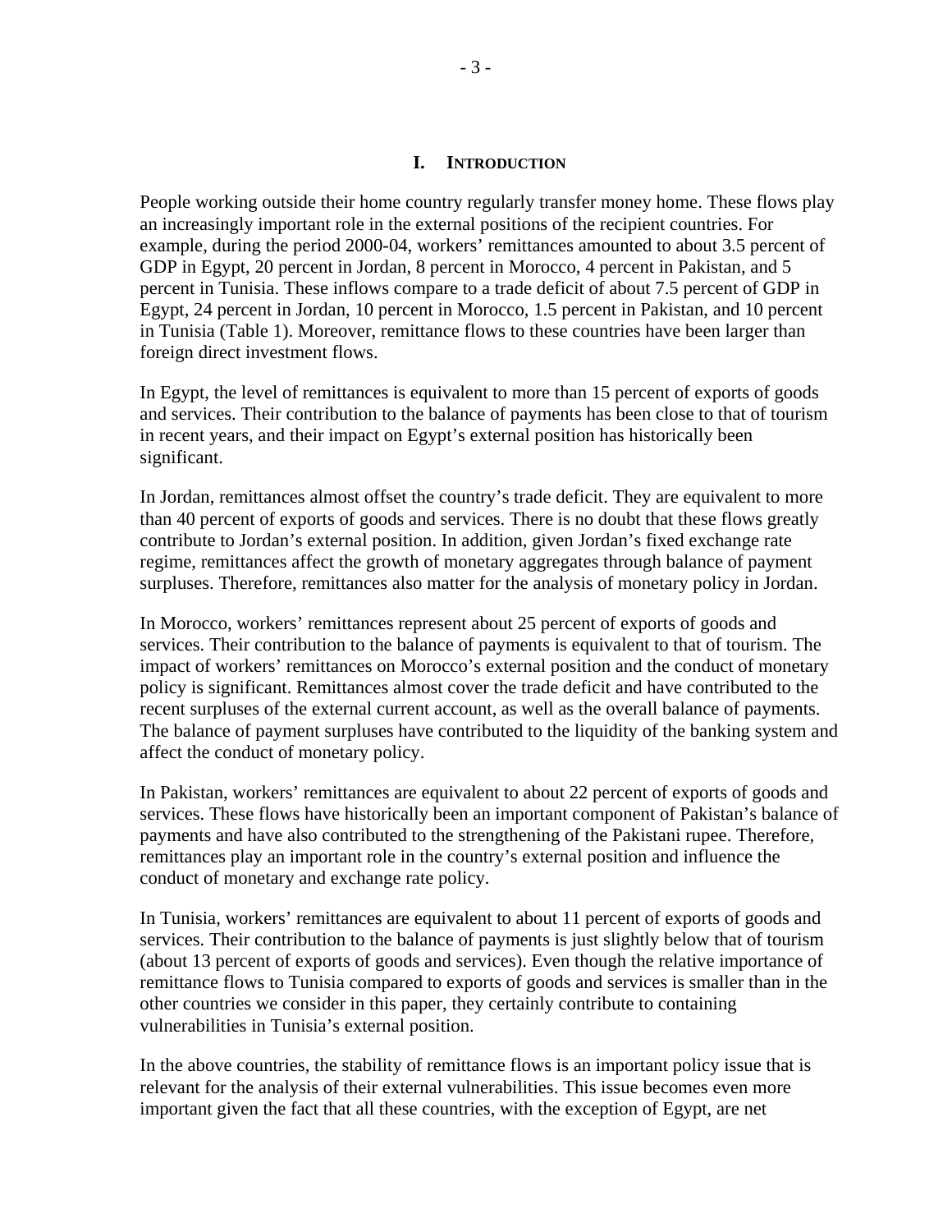# I. INTRODUCTION

People working outside their home country regularly transfer money home. These flows play an increasingly important role in the external positions of the recipient countries. For example, during the period 2000-04, workers' remittances amounted to about 3.5 percent of GDP in Egypt, 20 percent in Jordan, 8 percent in Morocco, 4 percent in Pakistan, and 5 percent in Tunisia. These inflows compare to a trade deficit of about 7.5 percent of GDP in Egypt, 24 percent in Jordan, 10 percent in Morocco, 1.5 percent in Pakistan, and 10 percent in Tunisia (Table 1). Moreover, remittance flows to these countries have been larger than foreign direct investment flows.

In Egypt, the level of remittances is equivalent to more than 15 percent of exports of goods and services. Their contribution to the balance of payments has been close to that of tourism in recent years, and their impact on Egypt's external position has historically been significant.

In Jordan, remittances almost offset the country's trade deficit. They are equivalent to more than 40 percent of exports of goods and services. There is no doubt that these flows greatly contribute to Jordan's external position. In addition, given Jordan's fixed exchange rate regime, remittances affect the growth of monetary aggregates through balance of payment surpluses. Therefore, remittances also matter for the analysis of monetary policy in Jordan.

In Morocco, workers' remittances represent about 25 percent of exports of goods and services. Their contribution to the balance of payments is equivalent to that of tourism. The impact of workers' remittances on Morocco's external position and the conduct of monetary policy is significant. Remittances almost cover the trade deficit and have contributed to the recent surpluses of the external current account, as well as the overall balance of payments. The balance of payment surpluses have contributed to the liquidity of the banking system and affect the conduct of monetary policy.

In Pakistan, workers' remittances are equivalent to about 22 percent of exports of goods and services. These flows have historically been an important component of Pakistan's balance of payments and have also contributed to the strengthening of the Pakistani rupee. Therefore, remittances play an important role in the country's external position and influence the conduct of monetary and exchange rate policy.

In Tunisia, workers' remittances are equivalent to about 11 percent of exports of goods and services. Their contribution to the balance of payments is just slightly below that of tourism (about 13 percent of exports of goods and services). Even though the relative importance of remittance flows to Tunisia compared to exports of goods and services is smaller than in the other countries we consider in this paper, they certainly contribute to containing vulnerabilities in Tunisia's external position.

In the above countries, the stability of remittance flows is an important policy issue that is relevant for the analysis of their external vulnerabilities. This issue becomes even more important given the fact that all these countries, with the exception of Egypt, are net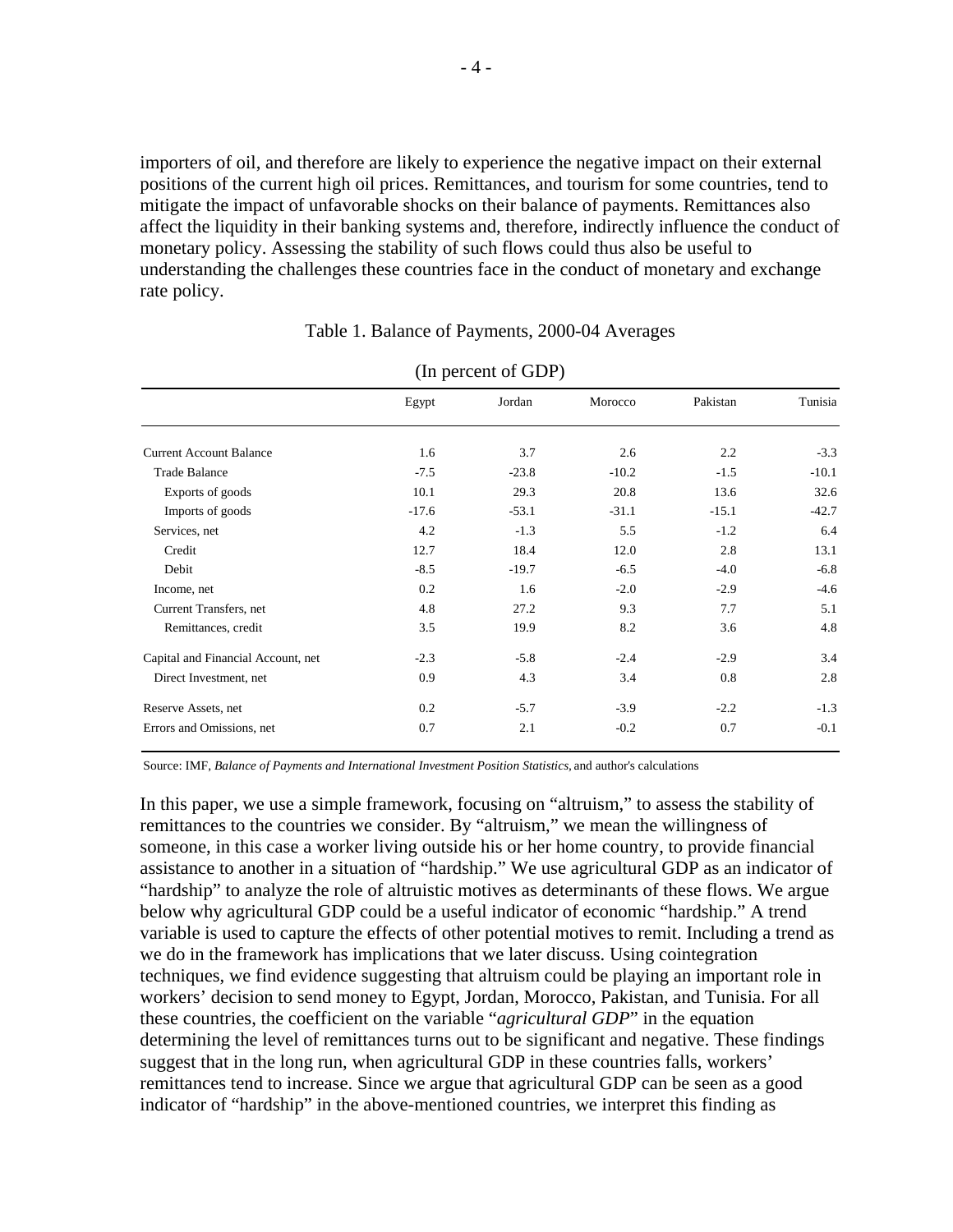importers of oil, and therefore are likely to experience the negative impact on their external positions of the current high oil prices. Remittances, and tourism for some countries, tend to mitigate the impact of unfavorable shocks on their balance of payments. Remittances also affect the liquidity in their banking systems and, therefore, indirectly influence the conduct of monetary policy. Assessing the stability of such flows could thus also be useful to understanding the challenges these countries face in the conduct of monetary and exchange rate policy.

Table 1. Balance of Payments, 2000-04 Averages

(In percent of GDP)

| | Egypt | Jordan | Morocco | Pakistan | Tunisia |
|---|---|---|---|---|---|
| Current Account Balance | 1.6 | 3.7 | 2.6 | 2.2 | -3.3 |
| Trade Balance | -7.5 | -23.8 | -10.2 | -1.5 | -10.1 |
| Exports of goods | 10.1 | 29.3 | 20.8 | 13.6 | 32.6 |
| Imports of goods | -17.6 | -53.1 | -31.1 | -15.1 | -42.7 |
| Services, net | 4.2 | -1.3 | 5.5 | -1.2 | 6.4 |
| Credit | 12.7 | 18.4 | 12.0 | 2.8 | 13.1 |
| Debit | -8.5 | -19.7 | -6.5 | -4.0 | -6.8 |
| Income, net | 0.2 | 1.6 | -2.0 | -2.9 | -4.6 |
| Current Transfers, net | 4.8 | 27.2 | 9.3 | 7.7 | 5.1 |
| Remittances, credit | 3.5 | 19.9 | 8.2 | 3.6 | 4.8 |
| Capital and Financial Account, net | -2.3 | -5.8 | -2.4 | -2.9 | 3.4 |
| Direct Investment, net | 0.9 | 4.3 | 3.4 | 0.8 | 2.8 |
| Reserve Assets, net | 0.2 | -5.7 | -3.9 | -2.2 | -1.3 |
| Errors and Omissions, net | 0.7 | 2.1 | -0.2 | 0.7 | -0.1 |

Source: IMF, *Balance of Payments and International Investment Position Statistics,* and author's calculations

In this paper, we use a simple framework, focusing on "altruism," to assess the stability of remittances to the countries we consider. By "altruism," we mean the willingness of someone, in this case a worker living outside his or her home country, to provide financial assistance to another in a situation of "hardship." We use agricultural GDP as an indicator of "hardship" to analyze the role of altruistic motives as determinants of these flows. We argue below why agricultural GDP could be a useful indicator of economic "hardship." A trend variable is used to capture the effects of other potential motives to remit. Including a trend as we do in the framework has implications that we later discuss. Using cointegration techniques, we find evidence suggesting that altruism could be playing an important role in workers' decision to send money to Egypt, Jordan, Morocco, Pakistan, and Tunisia. For all these countries, the coefficient on the variable "*agricultural GDP*" in the equation determining the level of remittances turns out to be significant and negative. These findings suggest that in the long run, when agricultural GDP in these countries falls, workers' remittances tend to increase. Since we argue that agricultural GDP can be seen as a good indicator of "hardship" in the above-mentioned countries, we interpret this finding as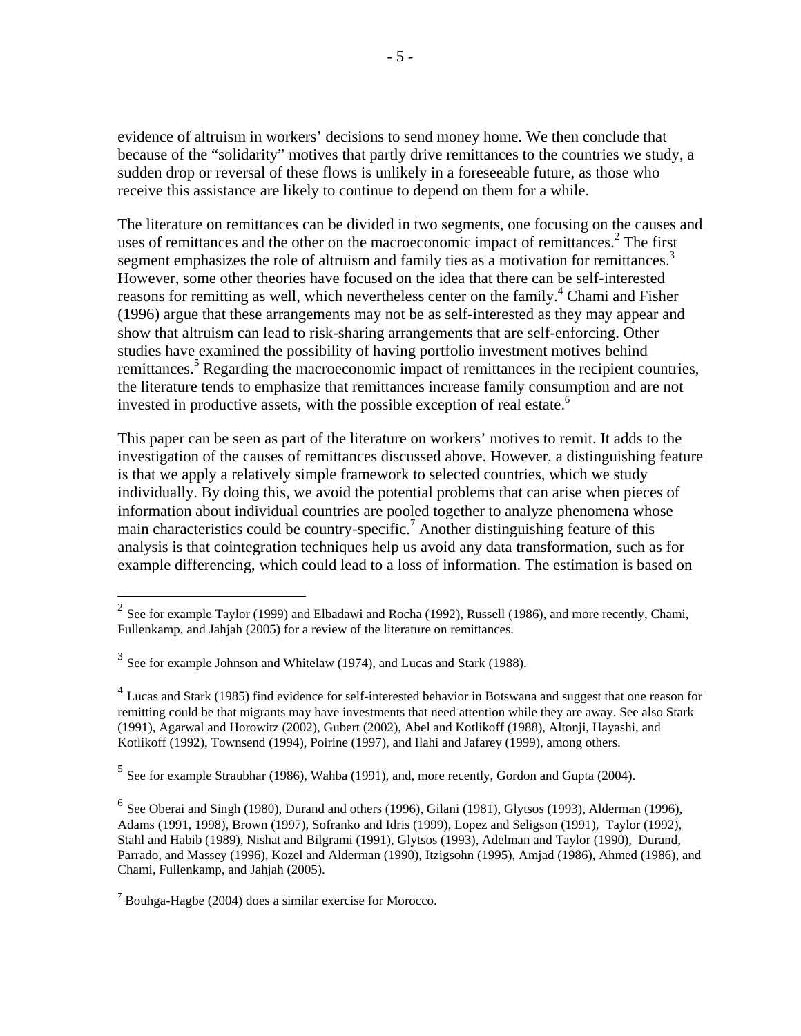evidence of altruism in workers' decisions to send money home. We then conclude that because of the "solidarity" motives that partly drive remittances to the countries we study, a sudden drop or reversal of these flows is unlikely in a foreseeable future, as those who receive this assistance are likely to continue to depend on them for a while.

The literature on remittances can be divided in two segments, one focusing on the causes and uses of remittances and the other on the macroeconomic impact of remittances.[2] The first segment emphasizes the role of altruism and family ties as a motivation for remittances.[3] However, some other theories have focused on the idea that there can be self-interested reasons for remitting as well, which nevertheless center on the family.[4] Chami and Fisher (1996) argue that these arrangements may not be as self-interested as they may appear and show that altruism can lead to risk-sharing arrangements that are self-enforcing. Other studies have examined the possibility of having portfolio investment motives behind remittances.[5] Regarding the macroeconomic impact of remittances in the recipient countries, the literature tends to emphasize that remittances increase family consumption and are not invested in productive assets, with the possible exception of real estate.[6]

This paper can be seen as part of the literature on workers' motives to remit. It adds to the investigation of the causes of remittances discussed above. However, a distinguishing feature is that we apply a relatively simple framework to selected countries, which we study individually. By doing this, we avoid the potential problems that can arise when pieces of information about individual countries are pooled together to analyze phenomena whose main characteristics could be country-specific.[7] Another distinguishing feature of this analysis is that cointegration techniques help us avoid any data transformation, such as for example differencing, which could lead to a loss of information. The estimation is based on

---

[2] See for example Taylor (1999) and Elbadawi and Rocha (1992), Russell (1986), and more recently, Chami, Fullenkamp, and Jahjah (2005) for a review of the literature on remittances.

[3] See for example Johnson and Whitelaw (1974), and Lucas and Stark (1988).

[4] Lucas and Stark (1985) find evidence for self-interested behavior in Botswana and suggest that one reason for remitting could be that migrants may have investments that need attention while they are away. See also Stark (1991), Agarwal and Horowitz (2002), Gubert (2002), Abel and Kotlikoff (1988), Altonji, Hayashi, and Kotlikoff (1992), Townsend (1994), Poirine (1997), and Ilahi and Jafarey (1999), among others.

[5] See for example Straubhar (1986), Wahba (1991), and, more recently, Gordon and Gupta (2004).

[6] See Oberai and Singh (1980), Durand and others (1996), Gilani (1981), Glytsos (1993), Alderman (1996), Adams (1991, 1998), Brown (1997), Sofranko and Idris (1999), Lopez and Seligson (1991), Taylor (1992), Stahl and Habib (1989), Nishat and Bilgrami (1991), Glytsos (1993), Adelman and Taylor (1990), Durand, Parrado, and Massey (1996), Kozel and Alderman (1990), Itzigsohn (1995), Amjad (1986), Ahmed (1986), and Chami, Fullenkamp, and Jahjah (2005).

[7] Bouhga-Hagbe (2004) does a similar exercise for Morocco.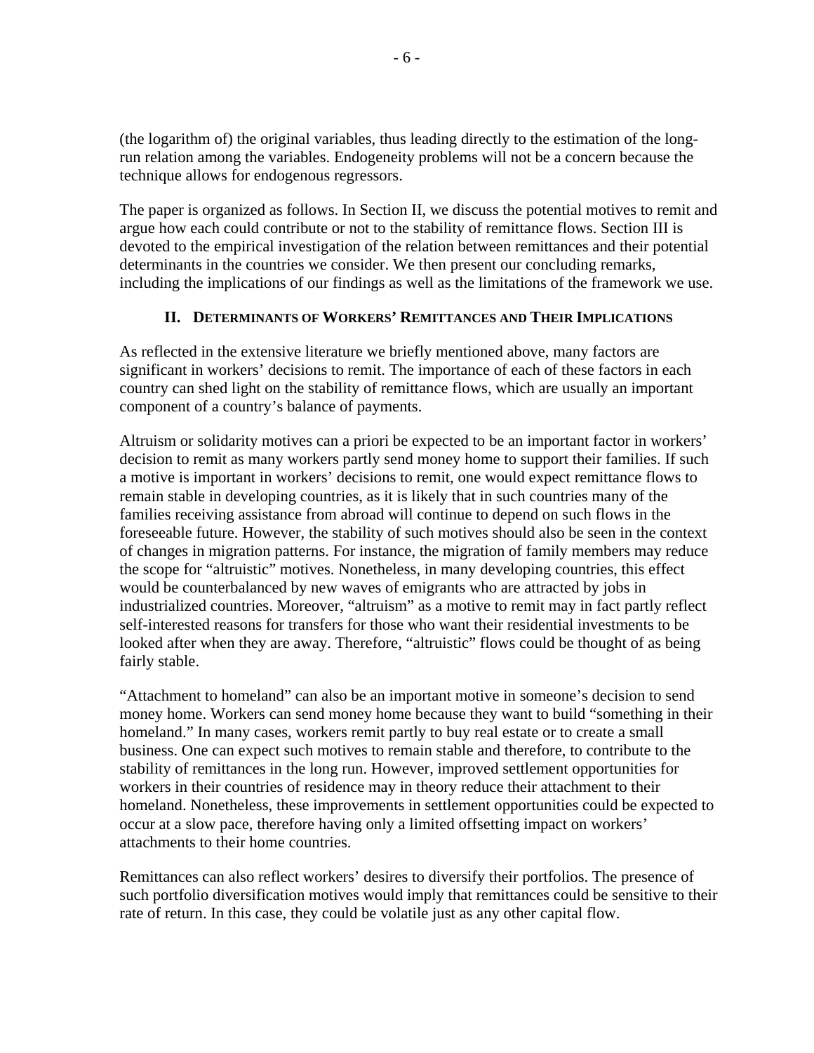(the logarithm of) the original variables, thus leading directly to the estimation of the long-run relation among the variables. Endogeneity problems will not be a concern because the technique allows for endogenous regressors.

The paper is organized as follows. In Section II, we discuss the potential motives to remit and argue how each could contribute or not to the stability of remittance flows. Section III is devoted to the empirical investigation of the relation between remittances and their potential determinants in the countries we consider. We then present our concluding remarks, including the implications of our findings as well as the limitations of the framework we use.

## II. Determinants of Workers' Remittances and Their Implications

As reflected in the extensive literature we briefly mentioned above, many factors are significant in workers' decisions to remit. The importance of each of these factors in each country can shed light on the stability of remittance flows, which are usually an important component of a country's balance of payments.

Altruism or solidarity motives can a priori be expected to be an important factor in workers' decision to remit as many workers partly send money home to support their families. If such a motive is important in workers' decisions to remit, one would expect remittance flows to remain stable in developing countries, as it is likely that in such countries many of the families receiving assistance from abroad will continue to depend on such flows in the foreseeable future. However, the stability of such motives should also be seen in the context of changes in migration patterns. For instance, the migration of family members may reduce the scope for "altruistic" motives. Nonetheless, in many developing countries, this effect would be counterbalanced by new waves of emigrants who are attracted by jobs in industrialized countries. Moreover, "altruism" as a motive to remit may in fact partly reflect self-interested reasons for transfers for those who want their residential investments to be looked after when they are away. Therefore, "altruistic" flows could be thought of as being fairly stable.

"Attachment to homeland" can also be an important motive in someone's decision to send money home. Workers can send money home because they want to build "something in their homeland." In many cases, workers remit partly to buy real estate or to create a small business. One can expect such motives to remain stable and therefore, to contribute to the stability of remittances in the long run. However, improved settlement opportunities for workers in their countries of residence may in theory reduce their attachment to their homeland. Nonetheless, these improvements in settlement opportunities could be expected to occur at a slow pace, therefore having only a limited offsetting impact on workers' attachments to their home countries.

Remittances can also reflect workers' desires to diversify their portfolios. The presence of such portfolio diversification motives would imply that remittances could be sensitive to their rate of return. In this case, they could be volatile just as any other capital flow.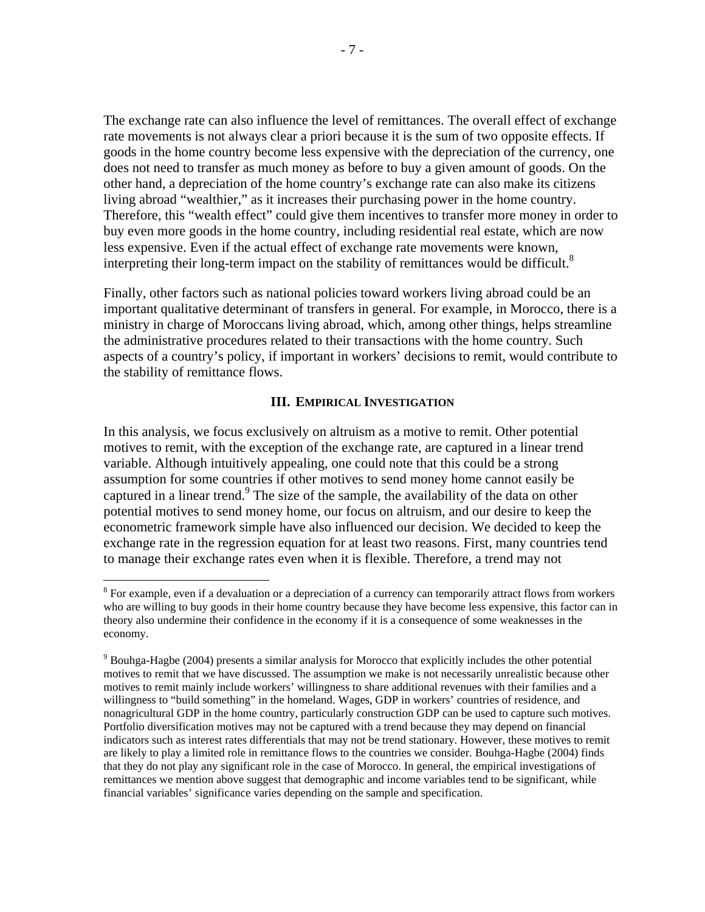The exchange rate can also influence the level of remittances. The overall effect of exchange rate movements is not always clear a priori because it is the sum of two opposite effects. If goods in the home country become less expensive with the depreciation of the currency, one does not need to transfer as much money as before to buy a given amount of goods. On the other hand, a depreciation of the home country's exchange rate can also make its citizens living abroad "wealthier," as it increases their purchasing power in the home country. Therefore, this "wealth effect" could give them incentives to transfer more money in order to buy even more goods in the home country, including residential real estate, which are now less expensive. Even if the actual effect of exchange rate movements were known, interpreting their long-term impact on the stability of remittances would be difficult.[8]

Finally, other factors such as national policies toward workers living abroad could be an important qualitative determinant of transfers in general. For example, in Morocco, there is a ministry in charge of Moroccans living abroad, which, among other things, helps streamline the administrative procedures related to their transactions with the home country. Such aspects of a country's policy, if important in workers' decisions to remit, would contribute to the stability of remittance flows.

## III. Empirical Investigation

In this analysis, we focus exclusively on altruism as a motive to remit. Other potential motives to remit, with the exception of the exchange rate, are captured in a linear trend variable. Although intuitively appealing, one could note that this could be a strong assumption for some countries if other motives to send money home cannot easily be captured in a linear trend.[9] The size of the sample, the availability of the data on other potential motives to send money home, our focus on altruism, and our desire to keep the econometric framework simple have also influenced our decision. We decided to keep the exchange rate in the regression equation for at least two reasons. First, many countries tend to manage their exchange rates even when it is flexible. Therefore, a trend may not

[8] For example, even if a devaluation or a depreciation of a currency can temporarily attract flows from workers who are willing to buy goods in their home country because they have become less expensive, this factor can in theory also undermine their confidence in the economy if it is a consequence of some weaknesses in the economy.

[9] Bouhga-Hagbe (2004) presents a similar analysis for Morocco that explicitly includes the other potential motives to remit that we have discussed. The assumption we make is not necessarily unrealistic because other motives to remit mainly include workers' willingness to share additional revenues with their families and a willingness to "build something" in the homeland. Wages, GDP in workers' countries of residence, and nonagricultural GDP in the home country, particularly construction GDP can be used to capture such motives. Portfolio diversification motives may not be captured with a trend because they may depend on financial indicators such as interest rates differentials that may not be trend stationary. However, these motives to remit are likely to play a limited role in remittance flows to the countries we consider. Bouhga-Hagbe (2004) finds that they do not play any significant role in the case of Morocco. In general, the empirical investigations of remittances we mention above suggest that demographic and income variables tend to be significant, while financial variables' significance varies depending on the sample and specification.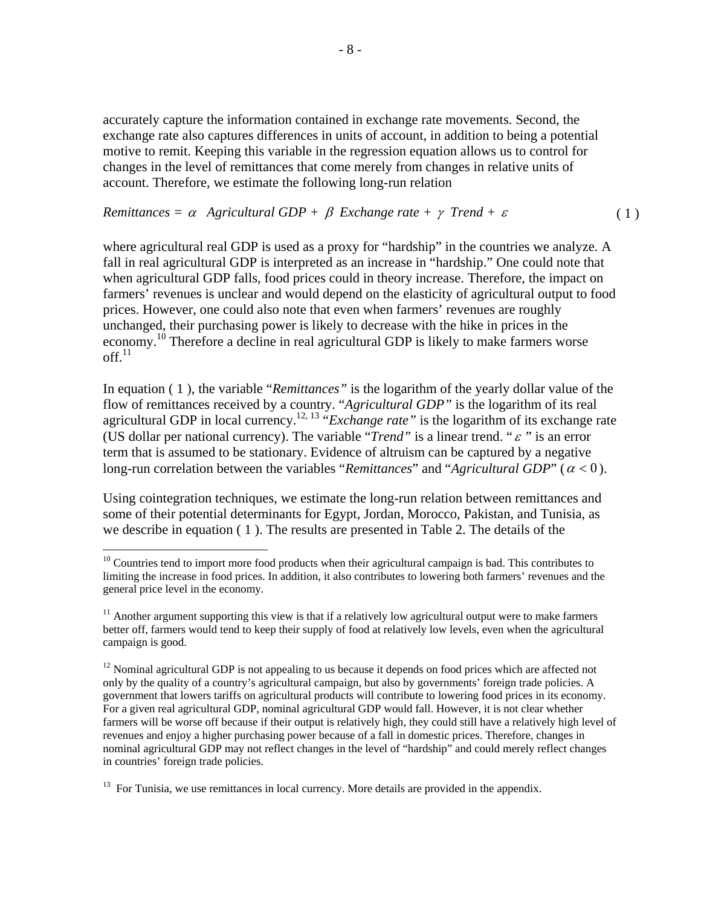accurately capture the information contained in exchange rate movements. Second, the exchange rate also captures differences in units of account, in addition to being a potential motive to remit. Keeping this variable in the regression equation allows us to control for changes in the level of remittances that come merely from changes in relative units of account. Therefore, we estimate the following long-run relation

$$Remittances = \alpha \;\; Agricultural\ GDP + \beta \;\; Exchange\ rate + \gamma \;\; Trend + \varepsilon \qquad (1)$$

where agricultural real GDP is used as a proxy for "hardship" in the countries we analyze. A fall in real agricultural GDP is interpreted as an increase in "hardship." One could note that when agricultural GDP falls, food prices could in theory increase. Therefore, the impact on farmers' revenues is unclear and would depend on the elasticity of agricultural output to food prices. However, one could also note that even when farmers' revenues are roughly unchanged, their purchasing power is likely to decrease with the hike in prices in the economy.[10] Therefore a decline in real agricultural GDP is likely to make farmers worse off.[11]

In equation ( 1 ), the variable "*Remittances"* is the logarithm of the yearly dollar value of the flow of remittances received by a country. "*Agricultural GDP"* is the logarithm of its real agricultural GDP in local currency.[12, 13] "*Exchange rate"* is the logarithm of its exchange rate (US dollar per national currency). The variable "*Trend"* is a linear trend. "$\varepsilon$" is an error term that is assumed to be stationary. Evidence of altruism can be captured by a negative long-run correlation between the variables "*Remittances*" and "*Agricultural GDP*" ($\alpha < 0$).

Using cointegration techniques, we estimate the long-run relation between remittances and some of their potential determinants for Egypt, Jordan, Morocco, Pakistan, and Tunisia, as we describe in equation ( 1 ). The results are presented in Table 2. The details of the

---

[10] Countries tend to import more food products when their agricultural campaign is bad. This contributes to limiting the increase in food prices. In addition, it also contributes to lowering both farmers' revenues and the general price level in the economy.

[11] Another argument supporting this view is that if a relatively low agricultural output were to make farmers better off, farmers would tend to keep their supply of food at relatively low levels, even when the agricultural campaign is good.

[12] Nominal agricultural GDP is not appealing to us because it depends on food prices which are affected not only by the quality of a country's agricultural campaign, but also by governments' foreign trade policies. A government that lowers tariffs on agricultural products will contribute to lowering food prices in its economy. For a given real agricultural GDP, nominal agricultural GDP would fall. However, it is not clear whether farmers will be worse off because if their output is relatively high, they could still have a relatively high level of revenues and enjoy a higher purchasing power because of a fall in domestic prices. Therefore, changes in nominal agricultural GDP may not reflect changes in the level of "hardship" and could merely reflect changes in countries' foreign trade policies.

[13] For Tunisia, we use remittances in local currency. More details are provided in the appendix.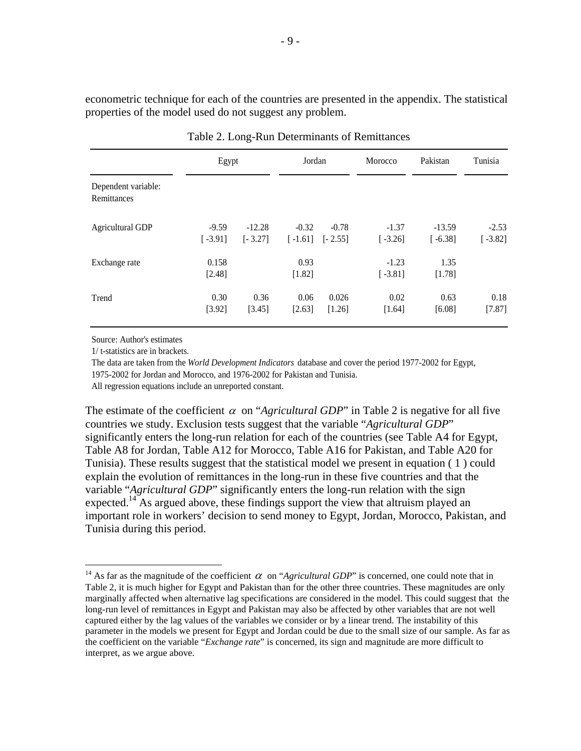econometric technique for each of the countries are presented in the appendix. The statistical properties of the model used do not suggest any problem.

Table 2. Long-Run Determinants of Remittances

| | Egypt | | Jordan | | Morocco | Pakistan | Tunisia |
|---|---|---|---|---|---|---|---|
| Dependent variable: Remittances | | | | | | | |
| Agricultural GDP | -9.59 | -12.28 | -0.32 | -0.78 | -1.37 | -13.59 | -2.53 |
| | [ -3.91] | [- 3.27] | [ -1.61] | [- 2.55] | [ -3.26] | [ -6.38] | [ -3.82] |
| Exchange rate | 0.158 | | 0.93 | | -1.23 | 1.35 | |
| | [2.48] | | [1.82] | | [ -3.81] | [1.78] | |
| Trend | 0.30 | 0.36 | 0.06 | 0.026 | 0.02 | 0.63 | 0.18 |
| | [3.92] | [3.45] | [2.63] | [1.26] | [1.64] | [6.08] | [7.87] |

Source: Author's estimates

1/ t-statistics are in brackets.

The data are taken from the *World Development Indicators* database and cover the period 1977-2002 for Egypt, 1975-2002 for Jordan and Morocco, and 1976-2002 for Pakistan and Tunisia.

All regression equations include an unreported constant.

The estimate of the coefficient $\alpha$ on "*Agricultural GDP*" in Table 2 is negative for all five countries we study. Exclusion tests suggest that the variable "*Agricultural GDP*" significantly enters the long-run relation for each of the countries (see Table A4 for Egypt, Table A8 for Jordan, Table A12 for Morocco, Table A16 for Pakistan, and Table A20 for Tunisia). These results suggest that the statistical model we present in equation ( 1 ) could explain the evolution of remittances in the long-run in these five countries and that the variable "*Agricultural GDP*" significantly enters the long-run relation with the sign expected.[14] As argued above, these findings support the view that altruism played an important role in workers' decision to send money to Egypt, Jordan, Morocco, Pakistan, and Tunisia during this period.

---

[14] As far as the magnitude of the coefficient $\alpha$ on "*Agricultural GDP*" is concerned, one could note that in Table 2, it is much higher for Egypt and Pakistan than for the other three countries. These magnitudes are only marginally affected when alternative lag specifications are considered in the model. This could suggest that the long-run level of remittances in Egypt and Pakistan may also be affected by other variables that are not well captured either by the lag values of the variables we consider or by a linear trend. The instability of this parameter in the models we present for Egypt and Jordan could be due to the small size of our sample. As far as the coefficient on the variable "*Exchange rate*" is concerned, its sign and magnitude are more difficult to interpret, as we argue above.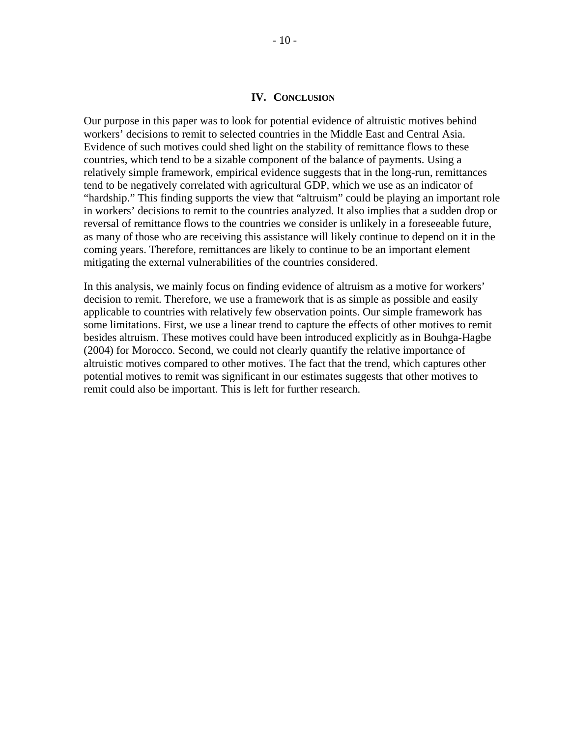## IV. Conclusion

Our purpose in this paper was to look for potential evidence of altruistic motives behind workers' decisions to remit to selected countries in the Middle East and Central Asia. Evidence of such motives could shed light on the stability of remittance flows to these countries, which tend to be a sizable component of the balance of payments. Using a relatively simple framework, empirical evidence suggests that in the long-run, remittances tend to be negatively correlated with agricultural GDP, which we use as an indicator of "hardship." This finding supports the view that "altruism" could be playing an important role in workers' decisions to remit to the countries analyzed. It also implies that a sudden drop or reversal of remittance flows to the countries we consider is unlikely in a foreseeable future, as many of those who are receiving this assistance will likely continue to depend on it in the coming years. Therefore, remittances are likely to continue to be an important element mitigating the external vulnerabilities of the countries considered.

In this analysis, we mainly focus on finding evidence of altruism as a motive for workers' decision to remit. Therefore, we use a framework that is as simple as possible and easily applicable to countries with relatively few observation points. Our simple framework has some limitations. First, we use a linear trend to capture the effects of other motives to remit besides altruism. These motives could have been introduced explicitly as in Bouhga-Hagbe (2004) for Morocco. Second, we could not clearly quantify the relative importance of altruistic motives compared to other motives. The fact that the trend, which captures other potential motives to remit was significant in our estimates suggests that other motives to remit could also be important. This is left for further research.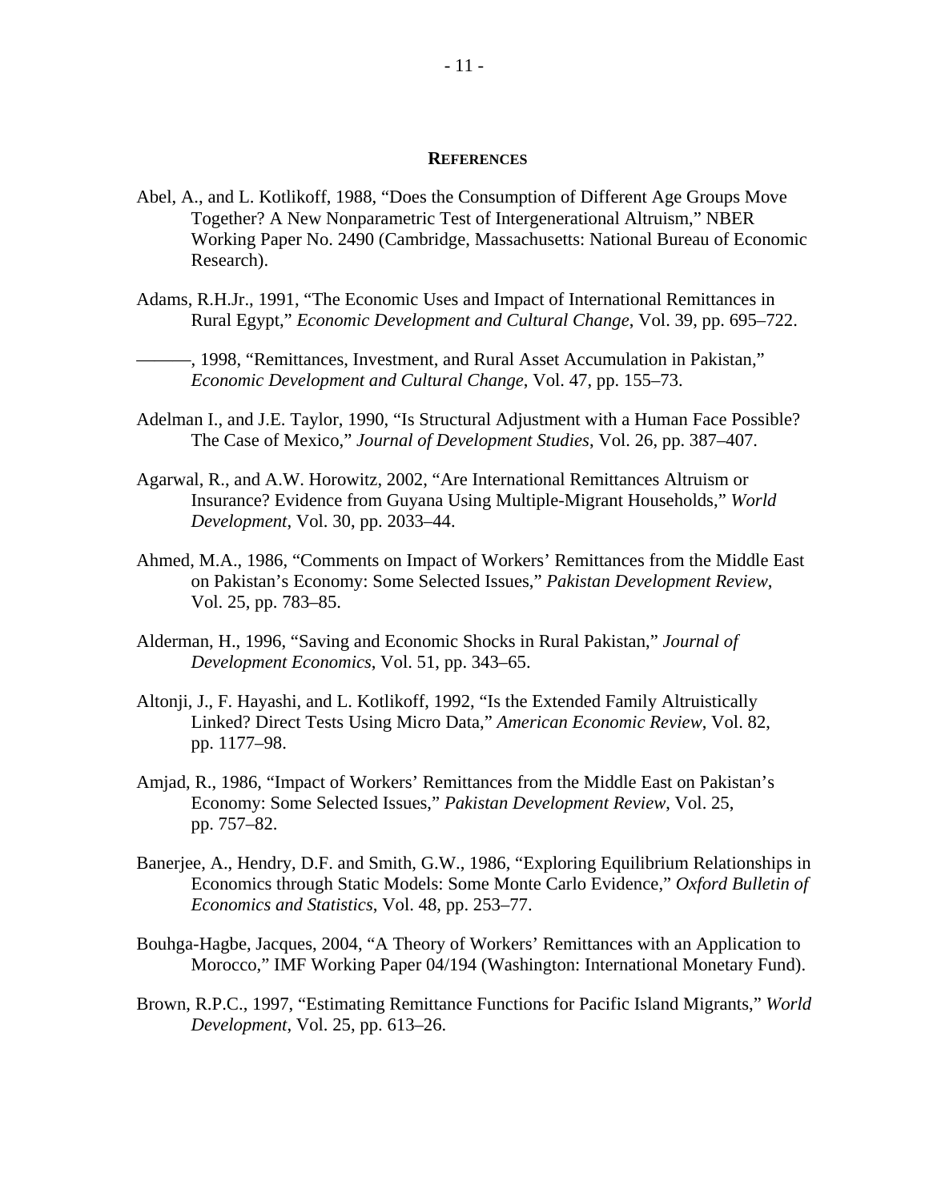## REFERENCES

Abel, A., and L. Kotlikoff, 1988, "Does the Consumption of Different Age Groups Move Together? A New Nonparametric Test of Intergenerational Altruism," NBER Working Paper No. 2490 (Cambridge, Massachusetts: National Bureau of Economic Research).

Adams, R.H.Jr., 1991, "The Economic Uses and Impact of International Remittances in Rural Egypt," *Economic Development and Cultural Change*, Vol. 39, pp. 695–722.

———, 1998, "Remittances, Investment, and Rural Asset Accumulation in Pakistan," *Economic Development and Cultural Change*, Vol. 47, pp. 155–73.

Adelman I., and J.E. Taylor, 1990, "Is Structural Adjustment with a Human Face Possible? The Case of Mexico," *Journal of Development Studies*, Vol. 26, pp. 387–407.

Agarwal, R., and A.W. Horowitz, 2002, "Are International Remittances Altruism or Insurance? Evidence from Guyana Using Multiple-Migrant Households," *World Development*, Vol. 30, pp. 2033–44.

Ahmed, M.A., 1986, "Comments on Impact of Workers' Remittances from the Middle East on Pakistan's Economy: Some Selected Issues," *Pakistan Development Review*, Vol. 25, pp. 783–85.

Alderman, H., 1996, "Saving and Economic Shocks in Rural Pakistan," *Journal of Development Economics*, Vol. 51, pp. 343–65.

Altonji, J., F. Hayashi, and L. Kotlikoff, 1992, "Is the Extended Family Altruistically Linked? Direct Tests Using Micro Data," *American Economic Review*, Vol. 82, pp. 1177–98.

Amjad, R., 1986, "Impact of Workers' Remittances from the Middle East on Pakistan's Economy: Some Selected Issues," *Pakistan Development Review*, Vol. 25, pp. 757–82.

Banerjee, A., Hendry, D.F. and Smith, G.W., 1986, "Exploring Equilibrium Relationships in Economics through Static Models: Some Monte Carlo Evidence," *Oxford Bulletin of Economics and Statistics*, Vol. 48, pp. 253–77.

Bouhga-Hagbe, Jacques, 2004, "A Theory of Workers' Remittances with an Application to Morocco," IMF Working Paper 04/194 (Washington: International Monetary Fund).

Brown, R.P.C., 1997, "Estimating Remittance Functions for Pacific Island Migrants," *World Development*, Vol. 25, pp. 613–26.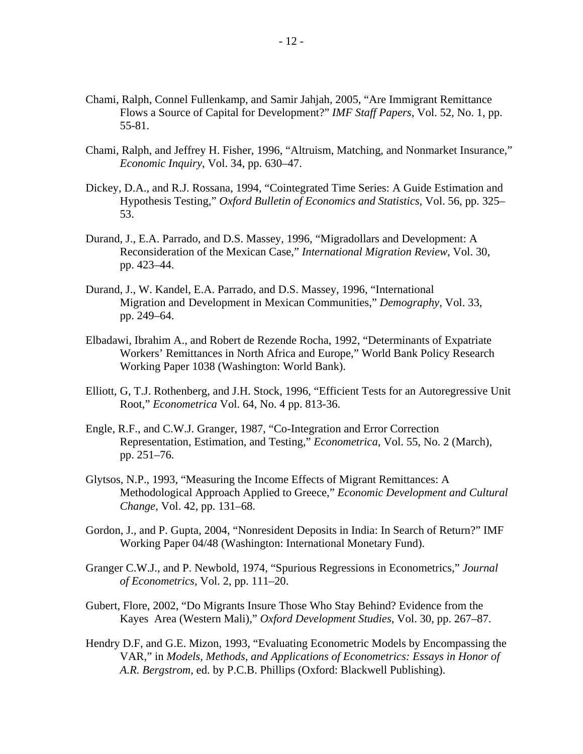Chami, Ralph, Connel Fullenkamp, and Samir Jahjah, 2005, "Are Immigrant Remittance Flows a Source of Capital for Development?" *IMF Staff Papers*, Vol. 52, No. 1, pp. 55-81.

Chami, Ralph, and Jeffrey H. Fisher, 1996, "Altruism, Matching, and Nonmarket Insurance," *Economic Inquiry*, Vol. 34, pp. 630–47.

Dickey, D.A., and R.J. Rossana, 1994, "Cointegrated Time Series: A Guide Estimation and Hypothesis Testing," *Oxford Bulletin of Economics and Statistics*, Vol. 56, pp. 325–53.

Durand, J., E.A. Parrado, and D.S. Massey, 1996, "Migradollars and Development: A Reconsideration of the Mexican Case," *International Migration Review*, Vol. 30, pp. 423–44.

Durand, J., W. Kandel, E.A. Parrado, and D.S. Massey, 1996, "International Migration and Development in Mexican Communities," *Demography*, Vol. 33, pp. 249–64.

Elbadawi, Ibrahim A., and Robert de Rezende Rocha, 1992, "Determinants of Expatriate Workers' Remittances in North Africa and Europe," World Bank Policy Research Working Paper 1038 (Washington: World Bank).

Elliott, G, T.J. Rothenberg, and J.H. Stock, 1996, "Efficient Tests for an Autoregressive Unit Root," *Econometrica* Vol. 64, No. 4 pp. 813-36.

Engle, R.F., and C.W.J. Granger, 1987, "Co-Integration and Error Correction Representation, Estimation, and Testing," *Econometrica*, Vol. 55, No. 2 (March), pp. 251–76.

Glytsos, N.P., 1993, "Measuring the Income Effects of Migrant Remittances: A Methodological Approach Applied to Greece," *Economic Development and Cultural Change*, Vol. 42, pp. 131–68.

Gordon, J., and P. Gupta, 2004, "Nonresident Deposits in India: In Search of Return?" IMF Working Paper 04/48 (Washington: International Monetary Fund).

Granger C.W.J., and P. Newbold, 1974, "Spurious Regressions in Econometrics," *Journal of Econometrics*, Vol. 2, pp. 111–20.

Gubert, Flore, 2002, "Do Migrants Insure Those Who Stay Behind? Evidence from the Kayes Area (Western Mali)," *Oxford Development Studies*, Vol. 30, pp. 267–87.

Hendry D.F, and G.E. Mizon, 1993, "Evaluating Econometric Models by Encompassing the VAR," in *Models, Methods, and Applications of Econometrics: Essays in Honor of A.R. Bergstrom*, ed. by P.C.B. Phillips (Oxford: Blackwell Publishing).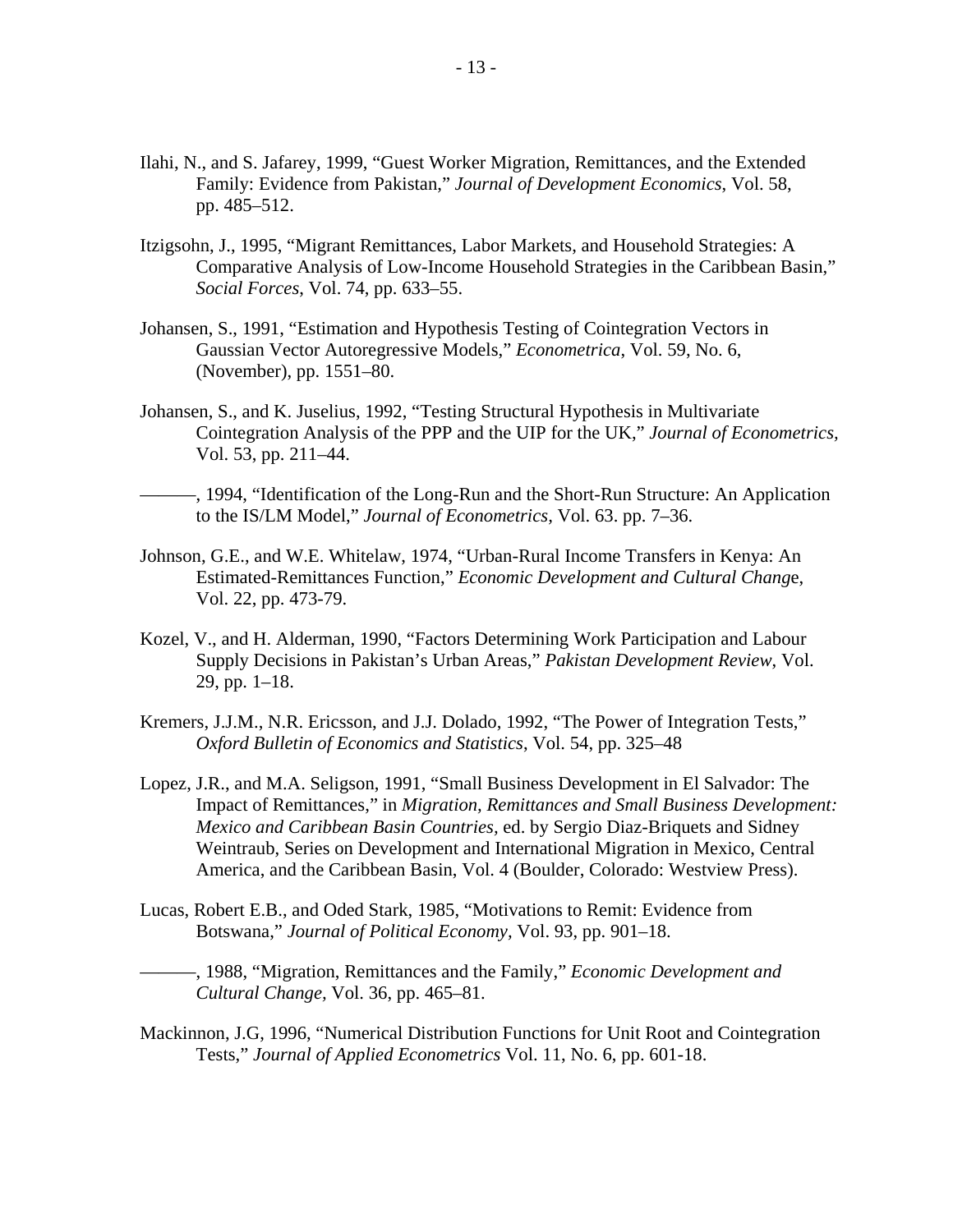Ilahi, N., and S. Jafarey, 1999, "Guest Worker Migration, Remittances, and the Extended Family: Evidence from Pakistan," *Journal of Development Economics*, Vol. 58, pp. 485–512.

Itzigsohn, J., 1995, "Migrant Remittances, Labor Markets, and Household Strategies: A Comparative Analysis of Low-Income Household Strategies in the Caribbean Basin," *Social Forces*, Vol. 74, pp. 633–55.

Johansen, S., 1991, "Estimation and Hypothesis Testing of Cointegration Vectors in Gaussian Vector Autoregressive Models," *Econometrica*, Vol. 59, No. 6, (November), pp. 1551–80.

Johansen, S., and K. Juselius, 1992, "Testing Structural Hypothesis in Multivariate Cointegration Analysis of the PPP and the UIP for the UK," *Journal of Econometrics*, Vol. 53, pp. 211–44.

———, 1994, "Identification of the Long-Run and the Short-Run Structure: An Application to the IS/LM Model," *Journal of Econometrics*, Vol. 63. pp. 7–36.

Johnson, G.E., and W.E. Whitelaw, 1974, "Urban-Rural Income Transfers in Kenya: An Estimated-Remittances Function," *Economic Development and Cultural Change*, Vol. 22, pp. 473-79.

Kozel, V., and H. Alderman, 1990, "Factors Determining Work Participation and Labour Supply Decisions in Pakistan's Urban Areas," *Pakistan Development Review*, Vol. 29, pp. 1–18.

Kremers, J.J.M., N.R. Ericsson, and J.J. Dolado, 1992, "The Power of Integration Tests," *Oxford Bulletin of Economics and Statistics*, Vol. 54, pp. 325–48

Lopez, J.R., and M.A. Seligson, 1991, "Small Business Development in El Salvador: The Impact of Remittances," in *Migration, Remittances and Small Business Development: Mexico and Caribbean Basin Countries,* ed. by Sergio Diaz-Briquets and Sidney Weintraub, Series on Development and International Migration in Mexico, Central America, and the Caribbean Basin, Vol. 4 (Boulder, Colorado: Westview Press).

Lucas, Robert E.B., and Oded Stark, 1985, "Motivations to Remit: Evidence from Botswana," *Journal of Political Economy*, Vol. 93, pp. 901–18.

———, 1988, "Migration, Remittances and the Family," *Economic Development and Cultural Change*, Vol. 36, pp. 465–81.

Mackinnon, J.G, 1996, "Numerical Distribution Functions for Unit Root and Cointegration Tests," *Journal of Applied Econometrics* Vol. 11, No. 6, pp. 601-18.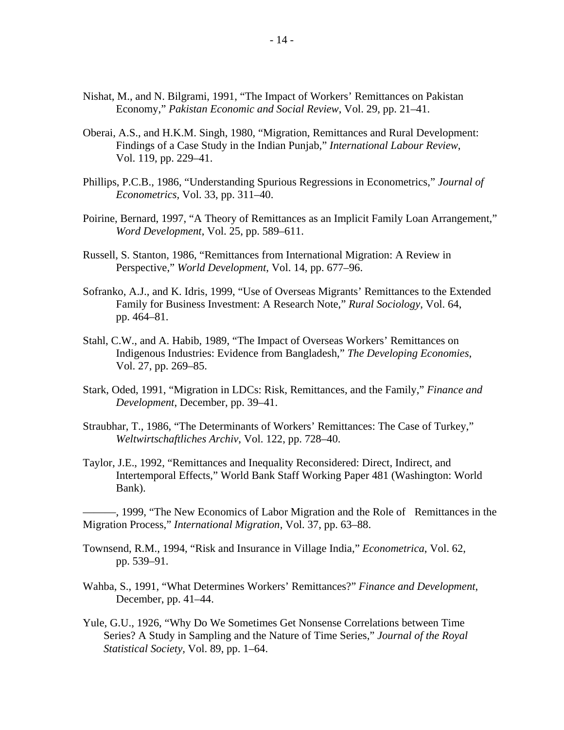Nishat, M., and N. Bilgrami, 1991, “The Impact of Workers’ Remittances on Pakistan Economy,” *Pakistan Economic and Social Review*, Vol. 29, pp. 21–41.

Oberai, A.S., and H.K.M. Singh, 1980, “Migration, Remittances and Rural Development: Findings of a Case Study in the Indian Punjab,” *International Labour Review*, Vol. 119, pp. 229–41.

Phillips, P.C.B., 1986, “Understanding Spurious Regressions in Econometrics,” *Journal of Econometrics*, Vol. 33, pp. 311–40.

Poirine, Bernard, 1997, “A Theory of Remittances as an Implicit Family Loan Arrangement,” *Word Development*, Vol. 25, pp. 589–611.

Russell, S. Stanton, 1986, “Remittances from International Migration: A Review in Perspective,” *World Development*, Vol. 14, pp. 677–96.

Sofranko, A.J., and K. Idris, 1999, “Use of Overseas Migrants’ Remittances to the Extended Family for Business Investment: A Research Note,” *Rural Sociology*, Vol. 64, pp. 464–81.

Stahl, C.W., and A. Habib, 1989, “The Impact of Overseas Workers’ Remittances on Indigenous Industries: Evidence from Bangladesh,” *The Developing Economies*, Vol. 27, pp. 269–85.

Stark, Oded, 1991, “Migration in LDCs: Risk, Remittances, and the Family,” *Finance and Development*, December, pp. 39–41.

Straubhar, T., 1986, “The Determinants of Workers’ Remittances: The Case of Turkey,” *Weltwirtschaftliches Archiv*, Vol. 122, pp. 728–40.

Taylor, J.E., 1992, “Remittances and Inequality Reconsidered: Direct, Indirect, and Intertemporal Effects,” World Bank Staff Working Paper 481 (Washington: World Bank).

———, 1999, “The New Economics of Labor Migration and the Role of Remittances in the Migration Process,” *International Migration*, Vol. 37, pp. 63–88.

Townsend, R.M., 1994, “Risk and Insurance in Village India,” *Econometrica*, Vol. 62, pp. 539–91.

Wahba, S., 1991, “What Determines Workers’ Remittances?” *Finance and Development*, December, pp. 41–44.

Yule, G.U., 1926, “Why Do We Sometimes Get Nonsense Correlations between Time Series? A Study in Sampling and the Nature of Time Series,” *Journal of the Royal Statistical Society*, Vol. 89, pp. 1–64.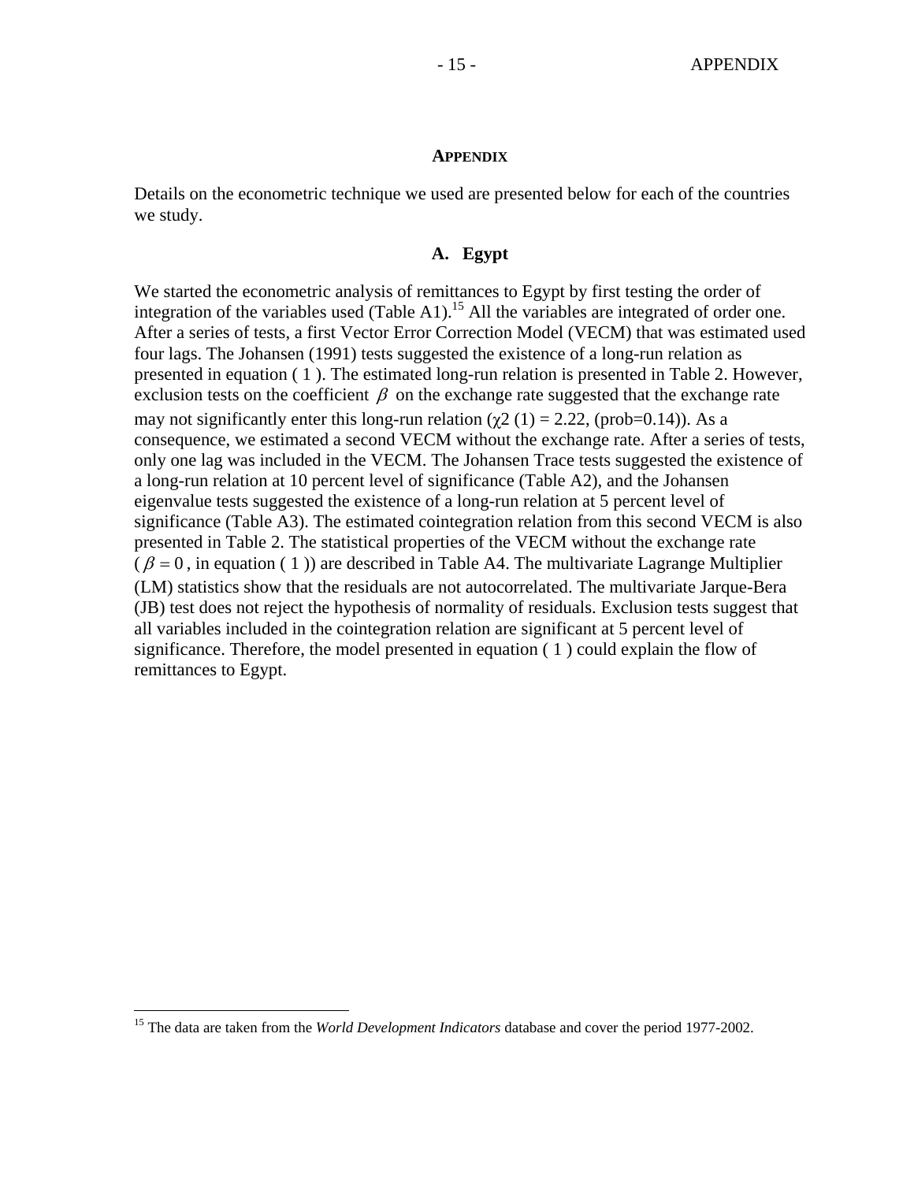# APPENDIX

Details on the econometric technique we used are presented below for each of the countries we study.

## A. Egypt

We started the econometric analysis of remittances to Egypt by first testing the order of integration of the variables used (Table A1).[15] All the variables are integrated of order one. After a series of tests, a first Vector Error Correction Model (VECM) that was estimated used four lags. The Johansen (1991) tests suggested the existence of a long-run relation as presented in equation ( 1 ). The estimated long-run relation is presented in Table 2. However, exclusion tests on the coefficient $\beta$ on the exchange rate suggested that the exchange rate may not significantly enter this long-run relation ($\chi2$ (1) = 2.22, (prob=0.14)). As a consequence, we estimated a second VECM without the exchange rate. After a series of tests, only one lag was included in the VECM. The Johansen Trace tests suggested the existence of a long-run relation at 10 percent level of significance (Table A2), and the Johansen eigenvalue tests suggested the existence of a long-run relation at 5 percent level of significance (Table A3). The estimated cointegration relation from this second VECM is also presented in Table 2. The statistical properties of the VECM without the exchange rate ( $\beta = 0$ , in equation ( 1 )) are described in Table A4. The multivariate Lagrange Multiplier (LM) statistics show that the residuals are not autocorrelated. The multivariate Jarque-Bera (JB) test does not reject the hypothesis of normality of residuals. Exclusion tests suggest that all variables included in the cointegration relation are significant at 5 percent level of significance. Therefore, the model presented in equation ( 1 ) could explain the flow of remittances to Egypt.

[15] The data are taken from the *World Development Indicators* database and cover the period 1977-2002.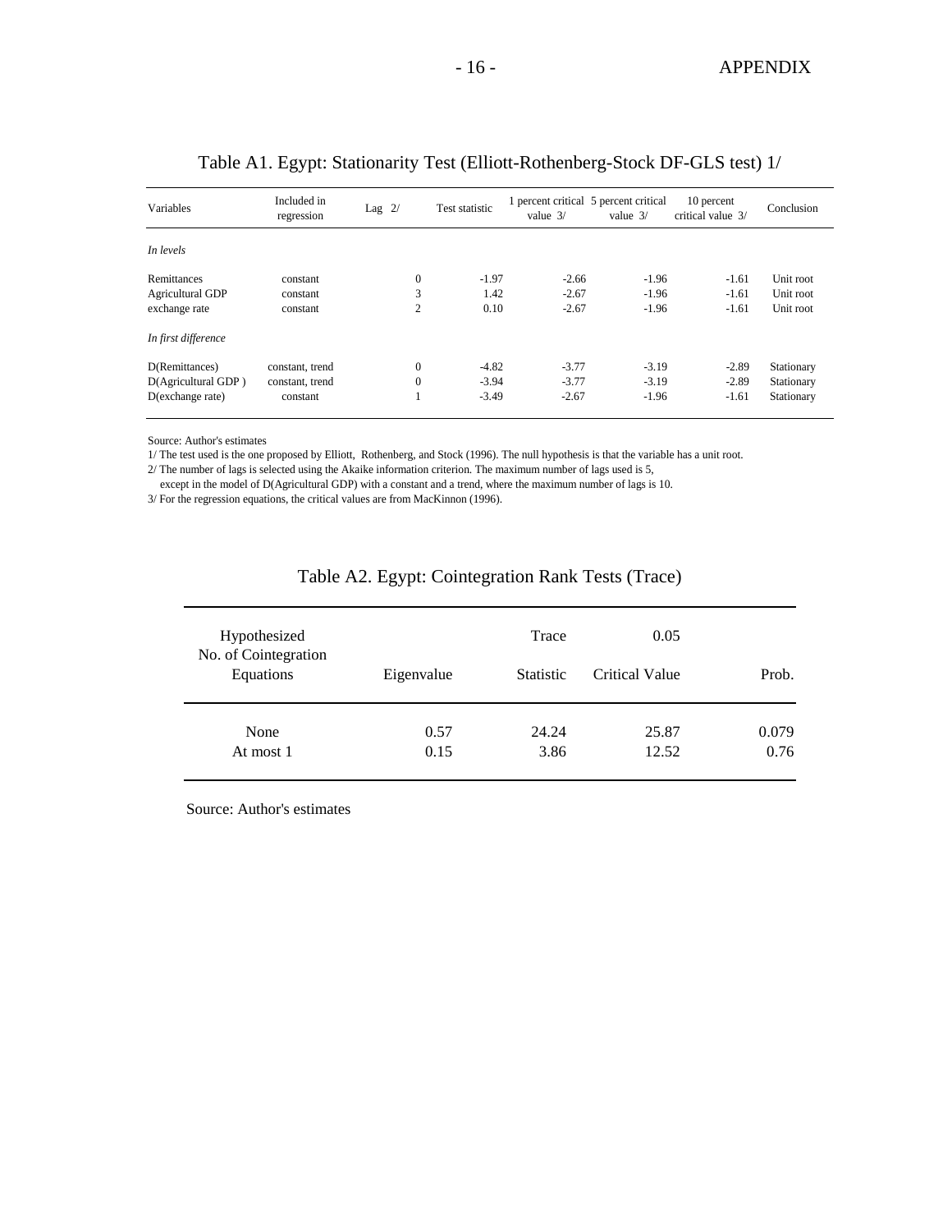APPENDIX

## Table A1. Egypt: Stationarity Test (Elliott-Rothenberg-Stock DF-GLS test) 1/

| Variables | Included in regression | Lag 2/ | Test statistic | 1 percent critical value 3/ | 5 percent critical value 3/ | 10 percent critical value 3/ | Conclusion |
|---|---|---|---|---|---|---|---|
| *In levels* | | | | | | | |
| Remittances | constant | 0 | -1.97 | -2.66 | -1.96 | -1.61 | Unit root |
| Agricultural GDP | constant | 3 | 1.42 | -2.67 | -1.96 | -1.61 | Unit root |
| exchange rate | constant | 2 | 0.10 | -2.67 | -1.96 | -1.61 | Unit root |
| *In first difference* | | | | | | | |
| D(Remittances) | constant, trend | 0 | -4.82 | -3.77 | -3.19 | -2.89 | Stationary |
| D(Agricultural GDP ) | constant, trend | 0 | -3.94 | -3.77 | -3.19 | -2.89 | Stationary |
| D(exchange rate) | constant | 1 | -3.49 | -2.67 | -1.96 | -1.61 | Stationary |

Source: Author's estimates

1/ The test used is the one proposed by Elliott, Rothenberg, and Stock (1996). The null hypothesis is that the variable has a unit root.

2/ The number of lags is selected using the Akaike information criterion. The maximum number of lags used is 5, except in the model of D(Agricultural GDP) with a constant and a trend, where the maximum number of lags is 10.

3/ For the regression equations, the critical values are from MacKinnon (1996).

## Table A2. Egypt: Cointegration Rank Tests (Trace)

| Hypothesized No. of Cointegration Equations | Eigenvalue | Trace Statistic | 0.05 Critical Value | Prob. |
|---|---|---|---|---|
| None | 0.57 | 24.24 | 25.87 | 0.079 |
| At most 1 | 0.15 | 3.86 | 12.52 | 0.76 |

Source: Author's estimates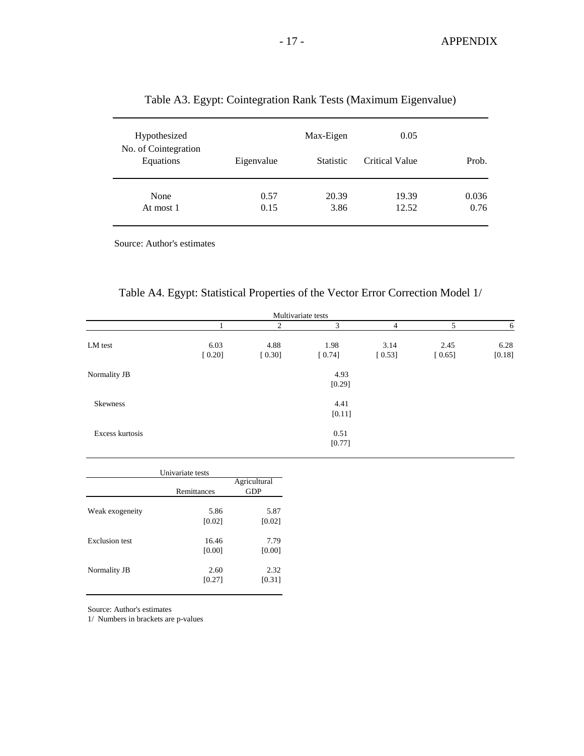## Table A3. Egypt: Cointegration Rank Tests (Maximum Eigenvalue)

| Hypothesized No. of Cointegration Equations | Eigenvalue | Max-Eigen Statistic | 0.05 Critical Value | Prob. |
|---|---|---|---|---|
| None | 0.57 | 20.39 | 19.39 | 0.036 |
| At most 1 | 0.15 | 3.86 | 12.52 | 0.76 |

Source: Author's estimates

## Table A4. Egypt: Statistical Properties of the Vector Error Correction Model 1/

| | Multivariate tests | | | | | |
|---|---|---|---|---|---|---|
| | 1 | 2 | 3 | 4 | 5 | 6 |
| LM test | 6.03 [ 0.20] | 4.88 [ 0.30] | 1.98 [ 0.74] | 3.14 [ 0.53] | 2.45 [ 0.65] | 6.28 [0.18] |
| Normality JB | | | 4.93 [0.29] | | | |
| Skewness | | | 4.41 [0.11] | | | |
| Excess kurtosis | | | 0.51 [0.77] | | | |

| | Univariate tests | |
|---|---|---|
| | Remittances | Agricultural GDP |
| Weak exogeneity | 5.86 [0.02] | 5.87 [0.02] |
| Exclusion test | 16.46 [0.00] | 7.79 [0.00] |
| Normality JB | 2.60 [0.27] | 2.32 [0.31] |

Source: Author's estimates

1/ Numbers in brackets are p-values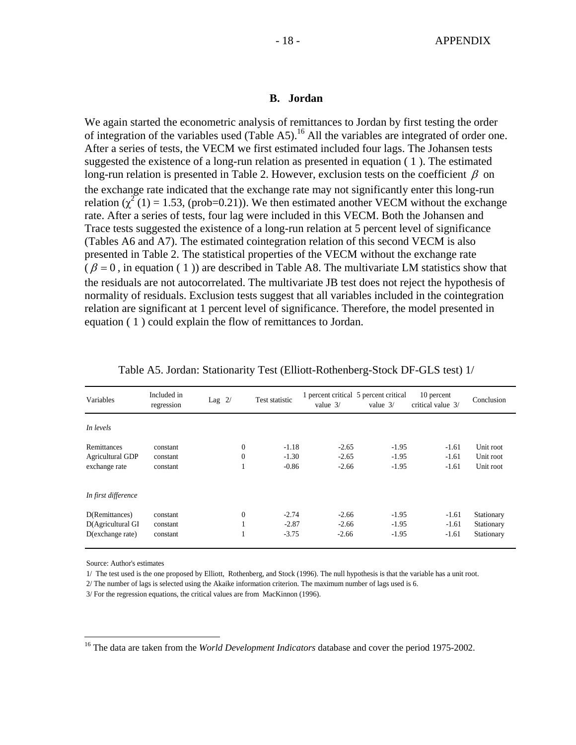## B. Jordan

We again started the econometric analysis of remittances to Jordan by first testing the order of integration of the variables used (Table A5).[16] All the variables are integrated of order one. After a series of tests, the VECM we first estimated included four lags. The Johansen tests suggested the existence of a long-run relation as presented in equation ( 1 ). The estimated long-run relation is presented in Table 2. However, exclusion tests on the coefficient $\beta$ on the exchange rate indicated that the exchange rate may not significantly enter this long-run relation ($\chi^2(1) = 1.53$, (prob=0.21)). We then estimated another VECM without the exchange rate. After a series of tests, four lag were included in this VECM. Both the Johansen and Trace tests suggested the existence of a long-run relation at 5 percent level of significance (Tables A6 and A7). The estimated cointegration relation of this second VECM is also presented in Table 2. The statistical properties of the VECM without the exchange rate ($\beta = 0$, in equation ( 1 )) are described in Table A8. The multivariate LM statistics show that the residuals are not autocorrelated. The multivariate JB test does not reject the hypothesis of normality of residuals. Exclusion tests suggest that all variables included in the cointegration relation are significant at 1 percent level of significance. Therefore, the model presented in equation ( 1 ) could explain the flow of remittances to Jordan.

Table A5. Jordan: Stationarity Test (Elliott-Rothenberg-Stock DF-GLS test) 1/

| Variables | Included in regression | Lag 2/ | Test statistic | 1 percent critical value 3/ | 5 percent critical value 3/ | 10 percent critical value 3/ | Conclusion |
|---|---|---|---|---|---|---|---|
| *In levels* | | | | | | | |
| Remittances | constant | 0 | -1.18 | -2.65 | -1.95 | -1.61 | Unit root |
| Agricultural GDP | constant | 0 | -1.30 | -2.65 | -1.95 | -1.61 | Unit root |
| exchange rate | constant | 1 | -0.86 | -2.66 | -1.95 | -1.61 | Unit root |
| *In first difference* | | | | | | | |
| D(Remittances) | constant | 0 | -2.74 | -2.66 | -1.95 | -1.61 | Stationary |
| D(Agricultural GI | constant | 1 | -2.87 | -2.66 | -1.95 | -1.61 | Stationary |
| D(exchange rate) | constant | 1 | -3.75 | -2.66 | -1.95 | -1.61 | Stationary |

Source: Author's estimates

1/ The test used is the one proposed by Elliott, Rothenberg, and Stock (1996). The null hypothesis is that the variable has a unit root.

2/ The number of lags is selected using the Akaike information criterion. The maximum number of lags used is 6.

3/ For the regression equations, the critical values are from MacKinnon (1996).

[16] The data are taken from the *World Development Indicators* database and cover the period 1975-2002.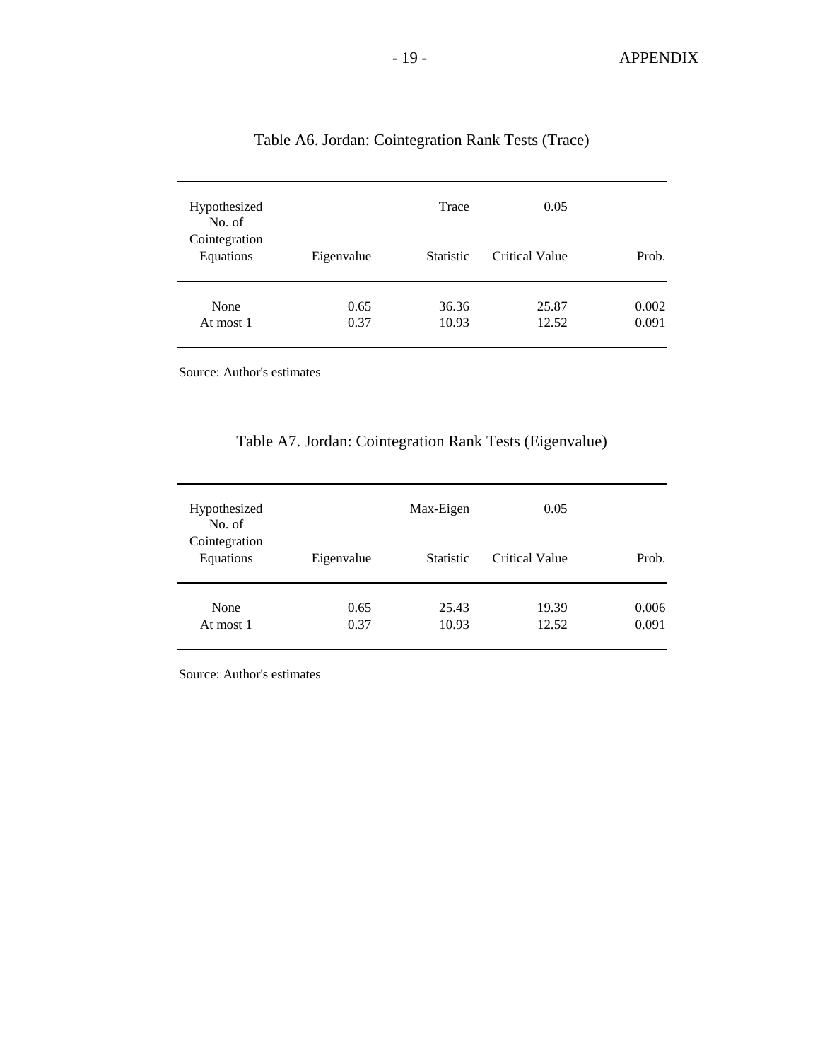## Table A6. Jordan: Cointegration Rank Tests (Trace)

| Hypothesized No. of Cointegration Equations | Eigenvalue | Trace Statistic | 0.05 Critical Value | Prob. |
|---|---|---|---|---|
| None | 0.65 | 36.36 | 25.87 | 0.002 |
| At most 1 | 0.37 | 10.93 | 12.52 | 0.091 |

Source: Author's estimates

## Table A7. Jordan: Cointegration Rank Tests (Eigenvalue)

| Hypothesized No. of Cointegration Equations | Eigenvalue | Max-Eigen Statistic | 0.05 Critical Value | Prob. |
|---|---|---|---|---|
| None | 0.65 | 25.43 | 19.39 | 0.006 |
| At most 1 | 0.37 | 10.93 | 12.52 | 0.091 |

Source: Author's estimates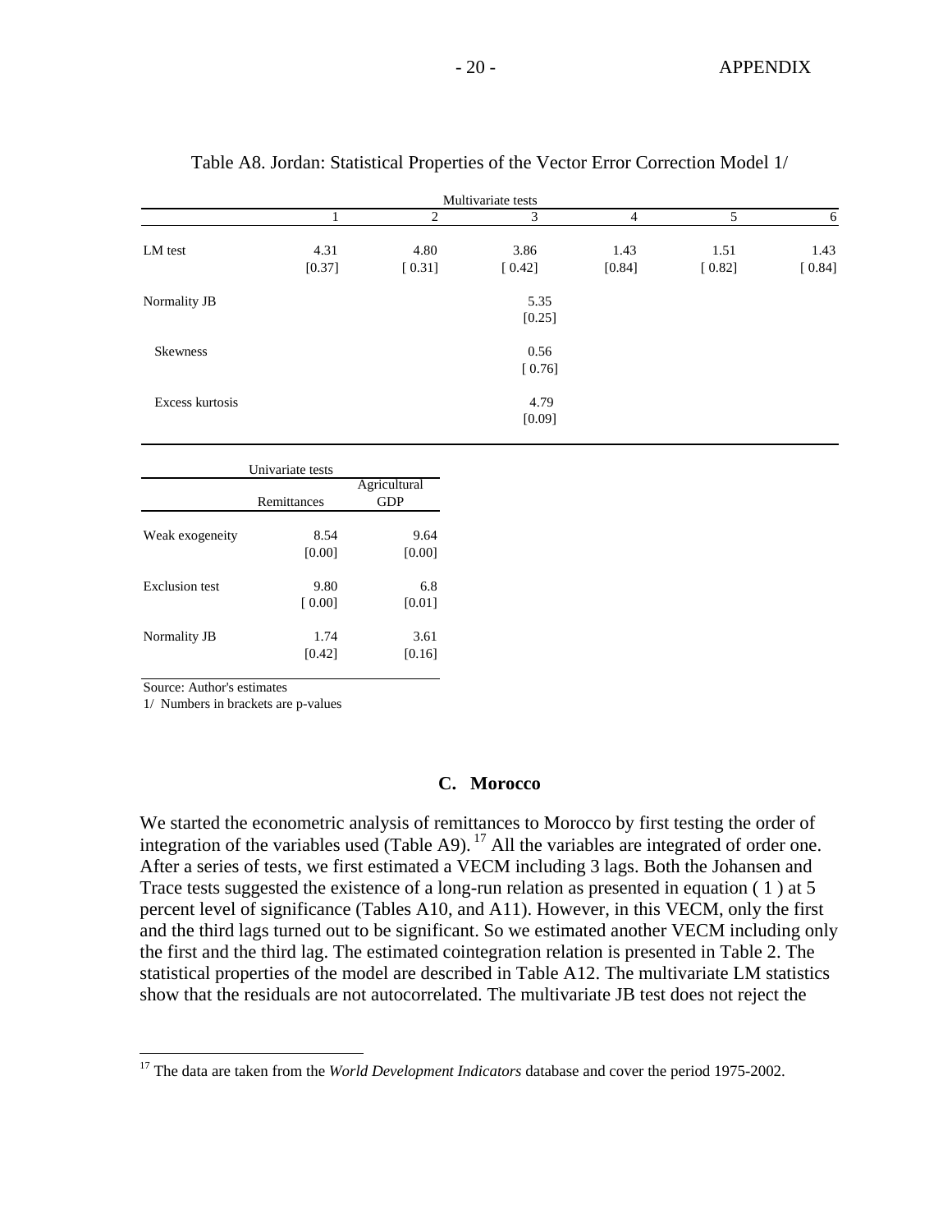Table A8. Jordan: Statistical Properties of the Vector Error Correction Model 1/

| Multivariate tests | | | | | | |
|---|---|---|---|---|---|---|
| | 1 | 2 | 3 | 4 | 5 | 6 |
| LM test | 4.31 | 4.80 | 3.86 | 1.43 | 1.51 | 1.43 |
| | [0.37] | [ 0.31] | [ 0.42] | [0.84] | [ 0.82] | [ 0.84] |
| Normality JB | | | 5.35 | | | |
| | | | [0.25] | | | |
| Skewness | | | 0.56 | | | |
| | | | [ 0.76] | | | |
| Excess kurtosis | | | 4.79 | | | |
| | | | [0.09] | | | |

| Univariate tests | | |
|---|---|---|
| | Remittances | Agricultural GDP |
| Weak exogeneity | 8.54 | 9.64 |
| | [0.00] | [0.00] |
| Exclusion test | 9.80 | 6.8 |
| | [ 0.00] | [0.01] |
| Normality JB | 1.74 | 3.61 |
| | [0.42] | [0.16] |

Source: Author's estimates

1/ Numbers in brackets are p-values

### C. Morocco

We started the econometric analysis of remittances to Morocco by first testing the order of integration of the variables used (Table A9). [17] All the variables are integrated of order one. After a series of tests, we first estimated a VECM including 3 lags. Both the Johansen and Trace tests suggested the existence of a long-run relation as presented in equation ( 1 ) at 5 percent level of significance (Tables A10, and A11). However, in this VECM, only the first and the third lags turned out to be significant. So we estimated another VECM including only the first and the third lag. The estimated cointegration relation is presented in Table 2. The statistical properties of the model are described in Table A12. The multivariate LM statistics show that the residuals are not autocorrelated. The multivariate JB test does not reject the

[17] The data are taken from the *World Development Indicators* database and cover the period 1975-2002.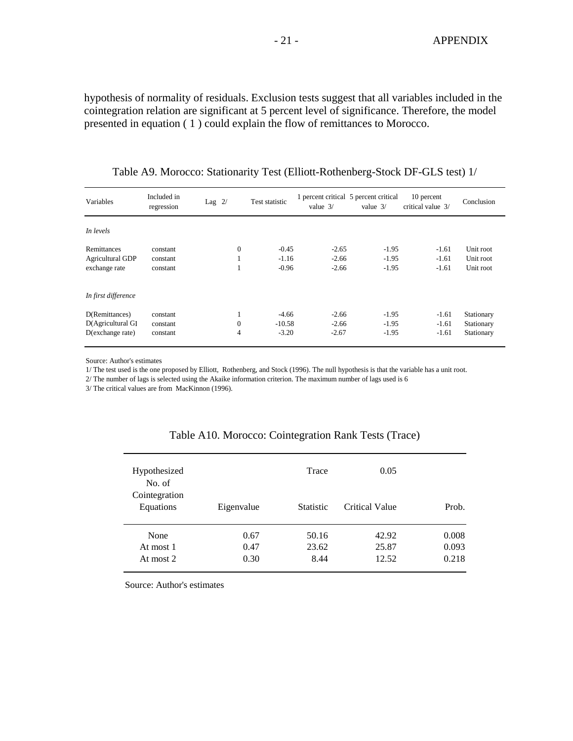hypothesis of normality of residuals. Exclusion tests suggest that all variables included in the cointegration relation are significant at 5 percent level of significance. Therefore, the model presented in equation ( 1 ) could explain the flow of remittances to Morocco.

Table A9. Morocco: Stationarity Test (Elliott-Rothenberg-Stock DF-GLS test) 1/

| Variables | Included in regression | Lag 2/ | Test statistic | 1 percent critical value 3/ | 5 percent critical value 3/ | 10 percent critical value 3/ | Conclusion |
|---|---|---|---|---|---|---|---|
| *In levels* | | | | | | | |
| Remittances | constant | 0 | -0.45 | -2.65 | -1.95 | -1.61 | Unit root |
| Agricultural GDP | constant | 1 | -1.16 | -2.66 | -1.95 | -1.61 | Unit root |
| exchange rate | constant | 1 | -0.96 | -2.66 | -1.95 | -1.61 | Unit root |
| *In first difference* | | | | | | | |
| D(Remittances) | constant | 1 | -4.66 | -2.66 | -1.95 | -1.61 | Stationary |
| D(Agricultural GI | constant | 0 | -10.58 | -2.66 | -1.95 | -1.61 | Stationary |
| D(exchange rate) | constant | 4 | -3.20 | -2.67 | -1.95 | -1.61 | Stationary |

Source: Author's estimates

1/ The test used is the one proposed by Elliott, Rothenberg, and Stock (1996). The null hypothesis is that the variable has a unit root.

2/ The number of lags is selected using the Akaike information criterion. The maximum number of lags used is 6

3/ The critical values are from MacKinnon (1996).

Table A10. Morocco: Cointegration Rank Tests (Trace)

| Hypothesized No. of Cointegration Equations | Eigenvalue | Trace Statistic | 0.05 Critical Value | Prob. |
|---|---|---|---|---|
| None | 0.67 | 50.16 | 42.92 | 0.008 |
| At most 1 | 0.47 | 23.62 | 25.87 | 0.093 |
| At most 2 | 0.30 | 8.44 | 12.52 | 0.218 |

Source: Author's estimates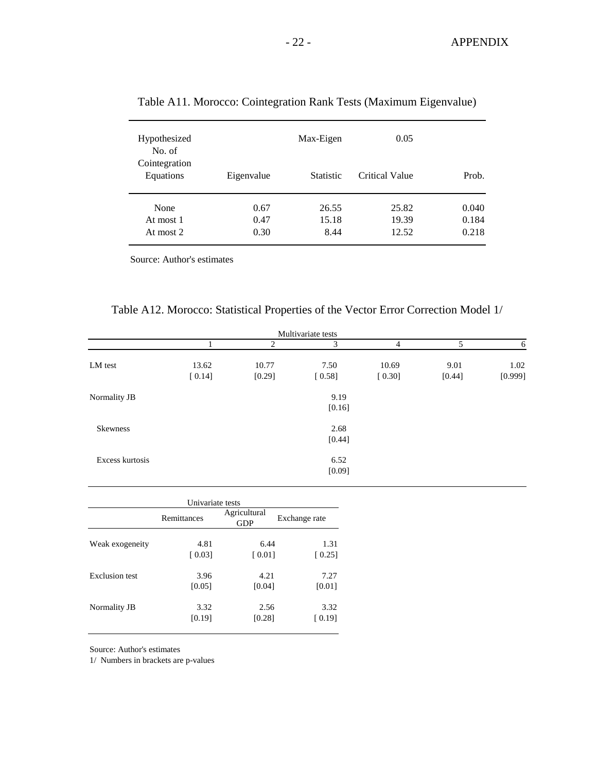Table A11. Morocco: Cointegration Rank Tests (Maximum Eigenvalue)

| Hypothesized No. of Cointegration Equations | Eigenvalue | Max-Eigen Statistic | 0.05 Critical Value | Prob. |
|---|---|---|---|---|
| None | 0.67 | 26.55 | 25.82 | 0.040 |
| At most 1 | 0.47 | 15.18 | 19.39 | 0.184 |
| At most 2 | 0.30 | 8.44 | 12.52 | 0.218 |

Source: Author's estimates

Table A12. Morocco: Statistical Properties of the Vector Error Correction Model 1/

| | Multivariate tests | | | | | |
|---|---|---|---|---|---|---|
| | 1 | 2 | 3 | 4 | 5 | 6 |
| LM test | 13.62<br>[ 0.14] | 10.77<br>[0.29] | 7.50<br>[ 0.58] | 10.69<br>[ 0.30] | 9.01<br>[0.44] | 1.02<br>[0.999] |
| Normality JB | | | 9.19<br>[0.16] | | | |
| Skewness | | | 2.68<br>[0.44] | | | |
| Excess kurtosis | | | 6.52<br>[0.09] | | | |

| | Univariate tests | | |
|---|---|---|---|
| | Remittances | Agricultural GDP | Exchange rate |
| Weak exogeneity | 4.81<br>[ 0.03] | 6.44<br>[ 0.01] | 1.31<br>[ 0.25] |
| Exclusion test | 3.96<br>[0.05] | 4.21<br>[0.04] | 7.27<br>[0.01] |
| Normality JB | 3.32<br>[0.19] | 2.56<br>[0.28] | 3.32<br>[ 0.19] |

Source: Author's estimates

1/ Numbers in brackets are p-values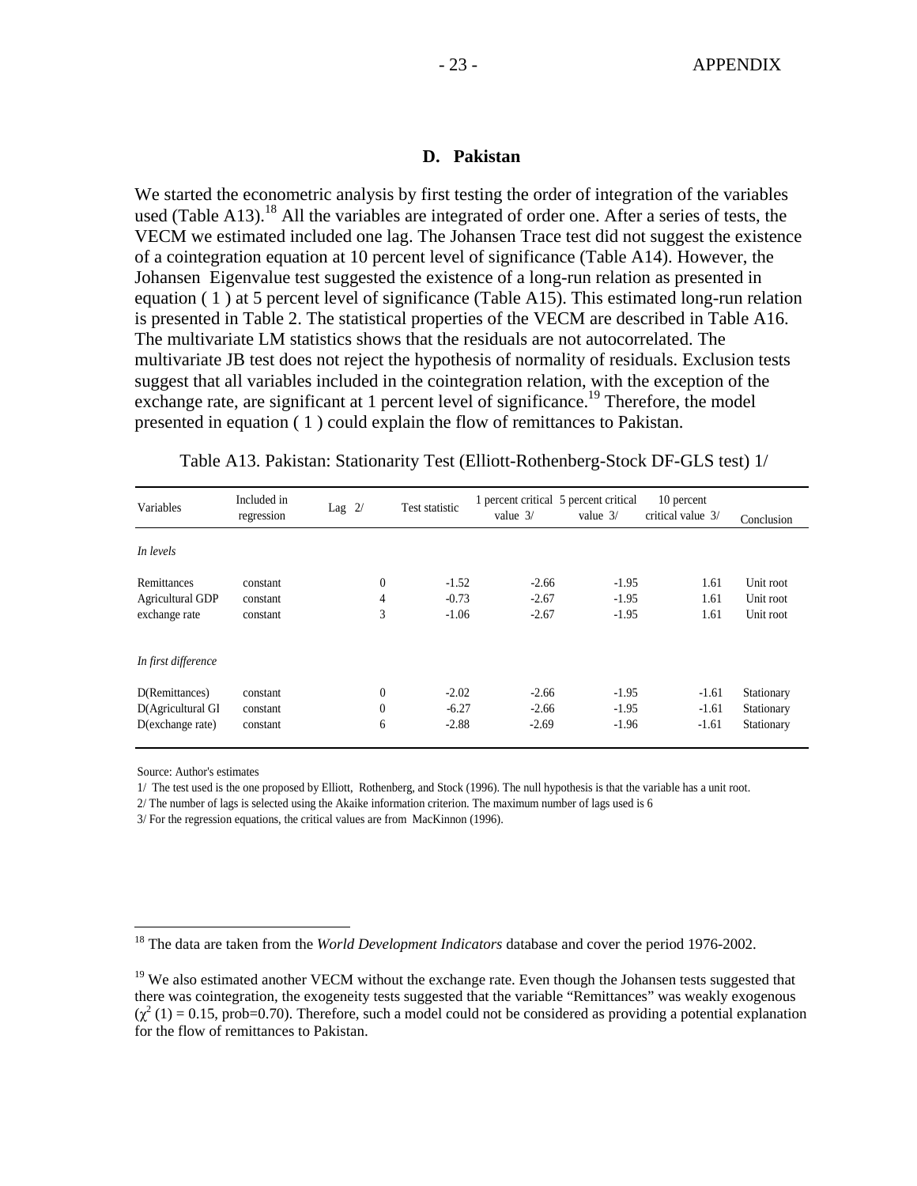### D. Pakistan

We started the econometric analysis by first testing the order of integration of the variables used (Table A13).[18] All the variables are integrated of order one. After a series of tests, the VECM we estimated included one lag. The Johansen Trace test did not suggest the existence of a cointegration equation at 10 percent level of significance (Table A14). However, the Johansen Eigenvalue test suggested the existence of a long-run relation as presented in equation ( 1 ) at 5 percent level of significance (Table A15). This estimated long-run relation is presented in Table 2. The statistical properties of the VECM are described in Table A16. The multivariate LM statistics shows that the residuals are not autocorrelated. The multivariate JB test does not reject the hypothesis of normality of residuals. Exclusion tests suggest that all variables included in the cointegration relation, with the exception of the exchange rate, are significant at 1 percent level of significance.[19] Therefore, the model presented in equation ( 1 ) could explain the flow of remittances to Pakistan.

Table A13. Pakistan: Stationarity Test (Elliott-Rothenberg-Stock DF-GLS test) 1/

| Variables | Included in regression | Lag 2/ | Test statistic | 1 percent critical value 3/ | 5 percent critical value 3/ | 10 percent critical value 3/ | Conclusion |
|---|---|---|---|---|---|---|---|
| *In levels* | | | | | | | |
| Remittances | constant | 0 | -1.52 | -2.66 | -1.95 | 1.61 | Unit root |
| Agricultural GDP | constant | 4 | -0.73 | -2.67 | -1.95 | 1.61 | Unit root |
| exchange rate | constant | 3 | -1.06 | -2.67 | -1.95 | 1.61 | Unit root |
| *In first difference* | | | | | | | |
| D(Remittances) | constant | 0 | -2.02 | -2.66 | -1.95 | -1.61 | Stationary |
| D(Agricultural GI | constant | 0 | -6.27 | -2.66 | -1.95 | -1.61 | Stationary |
| D(exchange rate) | constant | 6 | -2.88 | -2.69 | -1.96 | -1.61 | Stationary |

Source: Author's estimates

1/ The test used is the one proposed by Elliott, Rothenberg, and Stock (1996). The null hypothesis is that the variable has a unit root.

2/ The number of lags is selected using the Akaike information criterion. The maximum number of lags used is 6

3/ For the regression equations, the critical values are from MacKinnon (1996).

[18] The data are taken from the *World Development Indicators* database and cover the period 1976-2002.

[19] We also estimated another VECM without the exchange rate. Even though the Johansen tests suggested that there was cointegration, the exogeneity tests suggested that the variable "Remittances" was weakly exogenous ($\chi^2(1) = 0.15$, prob=0.70). Therefore, such a model could not be considered as providing a potential explanation for the flow of remittances to Pakistan.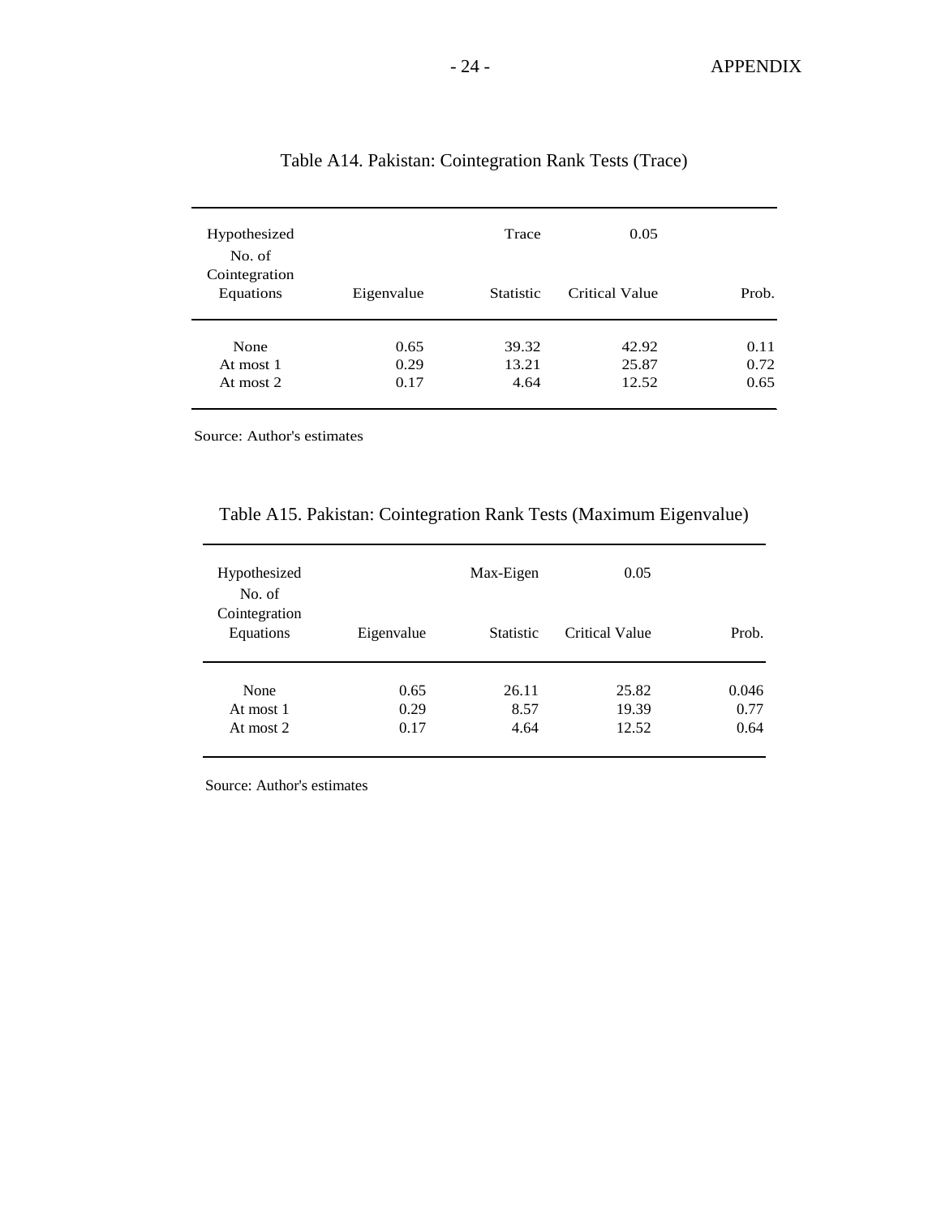Table A14. Pakistan: Cointegration Rank Tests (Trace)

| Hypothesized No. of Cointegration Equations | Eigenvalue | Trace Statistic | 0.05 Critical Value | Prob. |
|---|---|---|---|---|
| None | 0.65 | 39.32 | 42.92 | 0.11 |
| At most 1 | 0.29 | 13.21 | 25.87 | 0.72 |
| At most 2 | 0.17 | 4.64 | 12.52 | 0.65 |

Source: Author's estimates

Table A15. Pakistan: Cointegration Rank Tests (Maximum Eigenvalue)

| Hypothesized No. of Cointegration Equations | Eigenvalue | Max-Eigen Statistic | 0.05 Critical Value | Prob. |
|---|---|---|---|---|
| None | 0.65 | 26.11 | 25.82 | 0.046 |
| At most 1 | 0.29 | 8.57 | 19.39 | 0.77 |
| At most 2 | 0.17 | 4.64 | 12.52 | 0.64 |

Source: Author's estimates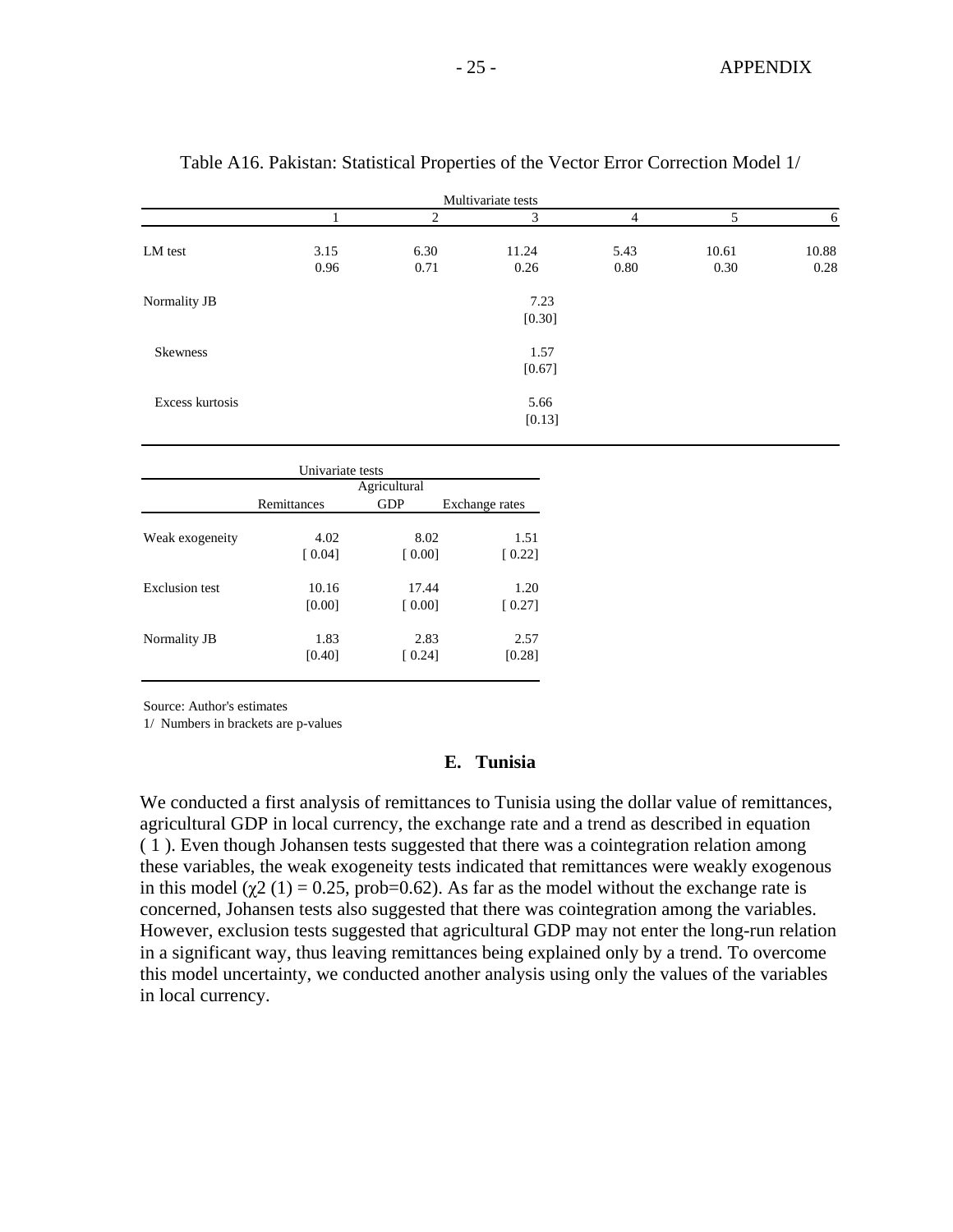Table A16. Pakistan: Statistical Properties of the Vector Error Correction Model 1/

| Multivariate tests | | | | | | |
|---|---|---|---|---|---|---|
| | 1 | 2 | 3 | 4 | 5 | 6 |
| LM test | 3.15 | 6.30 | 11.24 | 5.43 | 10.61 | 10.88 |
| | 0.96 | 0.71 | 0.26 | 0.80 | 0.30 | 0.28 |
| Normality JB | | | 7.23 | | | |
| | | | [0.30] | | | |
| Skewness | | | 1.57 | | | |
| | | | [0.67] | | | |
| Excess kurtosis | | | 5.66 | | | |
| | | | [0.13] | | | |

| Univariate tests | | | |
|---|---|---|---|
| | Remittances | Agricultural GDP | Exchange rates |
| Weak exogeneity | 4.02 | 8.02 | 1.51 |
| | [ 0.04] | [ 0.00] | [ 0.22] |
| Exclusion test | 10.16 | 17.44 | 1.20 |
| | [0.00] | [ 0.00] | [ 0.27] |
| Normality JB | 1.83 | 2.83 | 2.57 |
| | [0.40] | [ 0.24] | [0.28] |

Source: Author's estimates

1/ Numbers in brackets are p-values

## E. Tunisia

We conducted a first analysis of remittances to Tunisia using the dollar value of remittances, agricultural GDP in local currency, the exchange rate and a trend as described in equation ( 1 ). Even though Johansen tests suggested that there was a cointegration relation among these variables, the weak exogeneity tests indicated that remittances were weakly exogenous in this model ($\chi2$ (1) = 0.25, prob=0.62). As far as the model without the exchange rate is concerned, Johansen tests also suggested that there was cointegration among the variables. However, exclusion tests suggested that agricultural GDP may not enter the long-run relation in a significant way, thus leaving remittances being explained only by a trend. To overcome this model uncertainty, we conducted another analysis using only the values of the variables in local currency.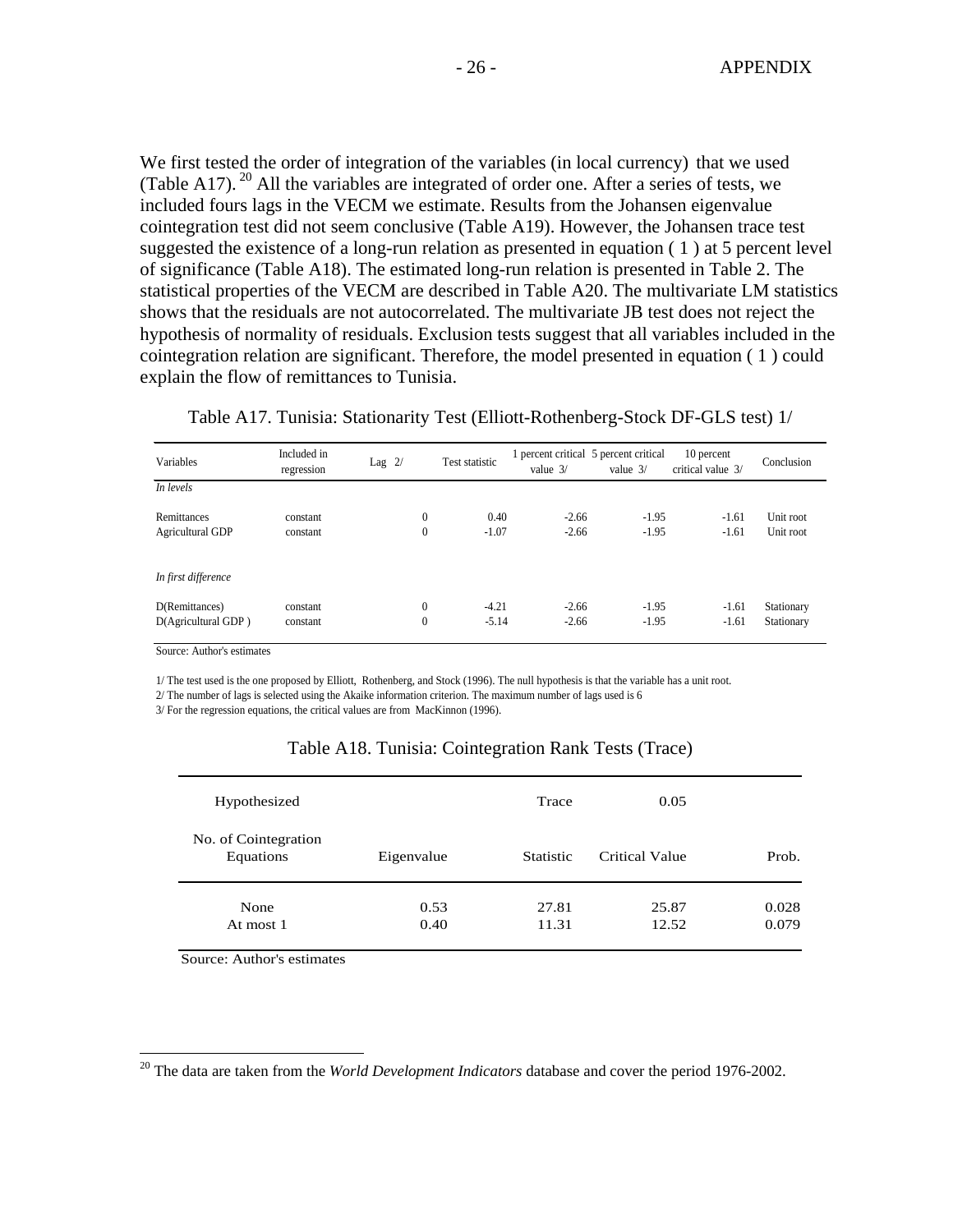We first tested the order of integration of the variables (in local currency) that we used (Table A17).[20] All the variables are integrated of order one. After a series of tests, we included fours lags in the VECM we estimate. Results from the Johansen eigenvalue cointegration test did not seem conclusive (Table A19). However, the Johansen trace test suggested the existence of a long-run relation as presented in equation ( 1 ) at 5 percent level of significance (Table A18). The estimated long-run relation is presented in Table 2. The statistical properties of the VECM are described in Table A20. The multivariate LM statistics shows that the residuals are not autocorrelated. The multivariate JB test does not reject the hypothesis of normality of residuals. Exclusion tests suggest that all variables included in the cointegration relation are significant. Therefore, the model presented in equation ( 1 ) could explain the flow of remittances to Tunisia.

Table A17. Tunisia: Stationarity Test (Elliott-Rothenberg-Stock DF-GLS test) 1/

| Variables | Included in regression | Lag 2/ | Test statistic | 1 percent critical value 3/ | 5 percent critical value 3/ | 10 percent critical value 3/ | Conclusion |
|---|---|---|---|---|---|---|---|
| *In levels* | | | | | | | |
| Remittances | constant | 0 | 0.40 | -2.66 | -1.95 | -1.61 | Unit root |
| Agricultural GDP | constant | 0 | -1.07 | -2.66 | -1.95 | -1.61 | Unit root |
| *In first difference* | | | | | | | |
| D(Remittances) | constant | 0 | -4.21 | -2.66 | -1.95 | -1.61 | Stationary |
| D(Agricultural GDP ) | constant | 0 | -5.14 | -2.66 | -1.95 | -1.61 | Stationary |

Source: Author's estimates

1/ The test used is the one proposed by Elliott, Rothenberg, and Stock (1996). The null hypothesis is that the variable has a unit root.
2/ The number of lags is selected using the Akaike information criterion. The maximum number of lags used is 6
3/ For the regression equations, the critical values are from MacKinnon (1996).

Table A18. Tunisia: Cointegration Rank Tests (Trace)

| Hypothesized No. of Cointegration Equations | Eigenvalue | Trace Statistic | 0.05 Critical Value | Prob. |
|---|---|---|---|---|
| None | 0.53 | 27.81 | 25.87 | 0.028 |
| At most 1 | 0.40 | 11.31 | 12.52 | 0.079 |

Source: Author's estimates

[20] The data are taken from the *World Development Indicators* database and cover the period 1976-2002.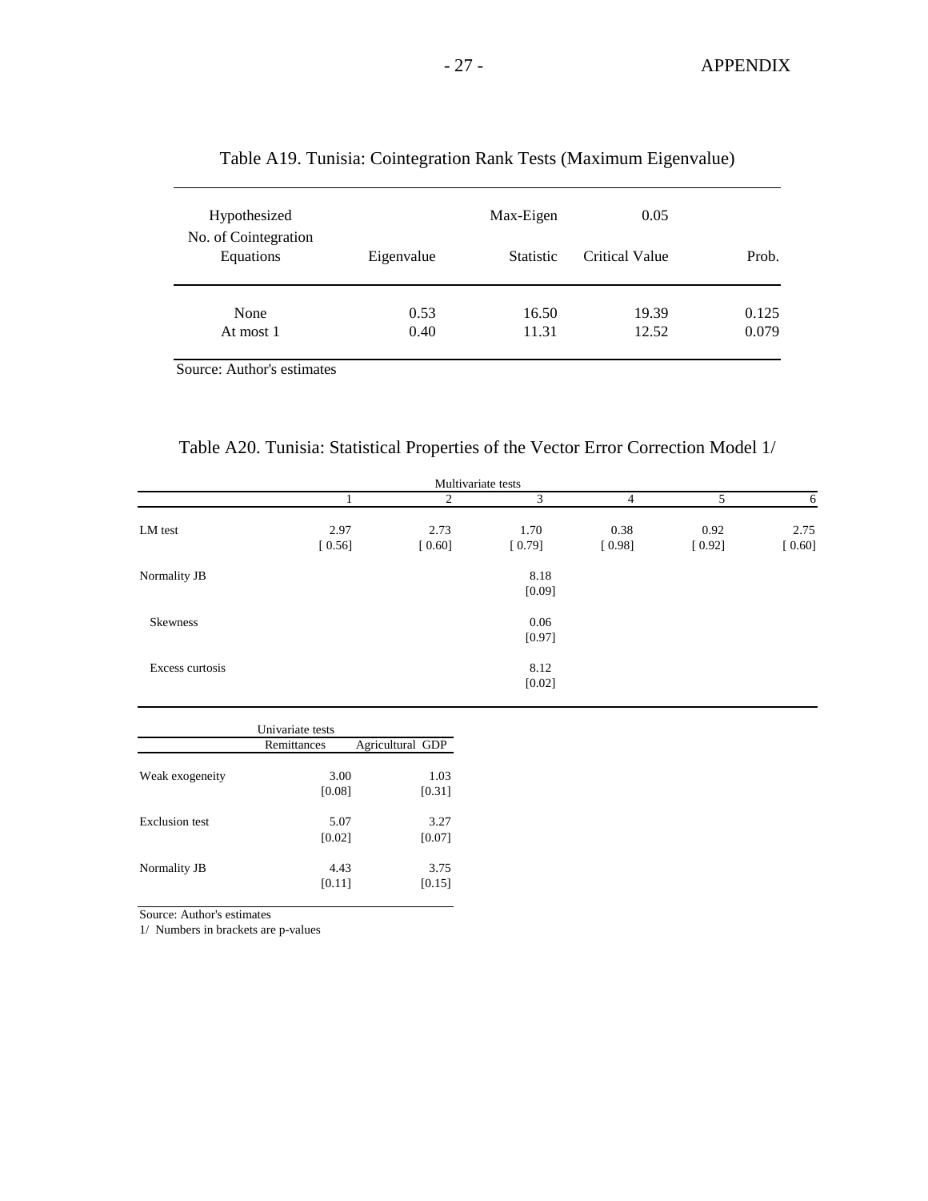## Table A19. Tunisia: Cointegration Rank Tests (Maximum Eigenvalue)

| Hypothesized No. of Cointegration Equations | Eigenvalue | Max-Eigen Statistic | 0.05 Critical Value | Prob. |
|---|---|---|---|---|
| None | 0.53 | 16.50 | 19.39 | 0.125 |
| At most 1 | 0.40 | 11.31 | 12.52 | 0.079 |

Source: Author's estimates

## Table A20. Tunisia: Statistical Properties of the Vector Error Correction Model 1/

| | Multivariate tests | | | | | |
|---|---|---|---|---|---|---|
| | 1 | 2 | 3 | 4 | 5 | 6 |
| LM test | 2.97 [ 0.56] | 2.73 [ 0.60] | 1.70 [ 0.79] | 0.38 [ 0.98] | 0.92 [ 0.92] | 2.75 [ 0.60] |
| Normality JB | | | 8.18 [0.09] | | | |
| Skewness | | | 0.06 [0.97] | | | |
| Excess curtosis | | | 8.12 [0.02] | | | |

| | Univariate tests | |
|---|---|---|
| | Remittances | Agricultural GDP |
| Weak exogeneity | 3.00 [0.08] | 1.03 [0.31] |
| Exclusion test | 5.07 [0.02] | 3.27 [0.07] |
| Normality JB | 4.43 [0.11] | 3.75 [0.15] |

Source: Author's estimates

1/ Numbers in brackets are p-values